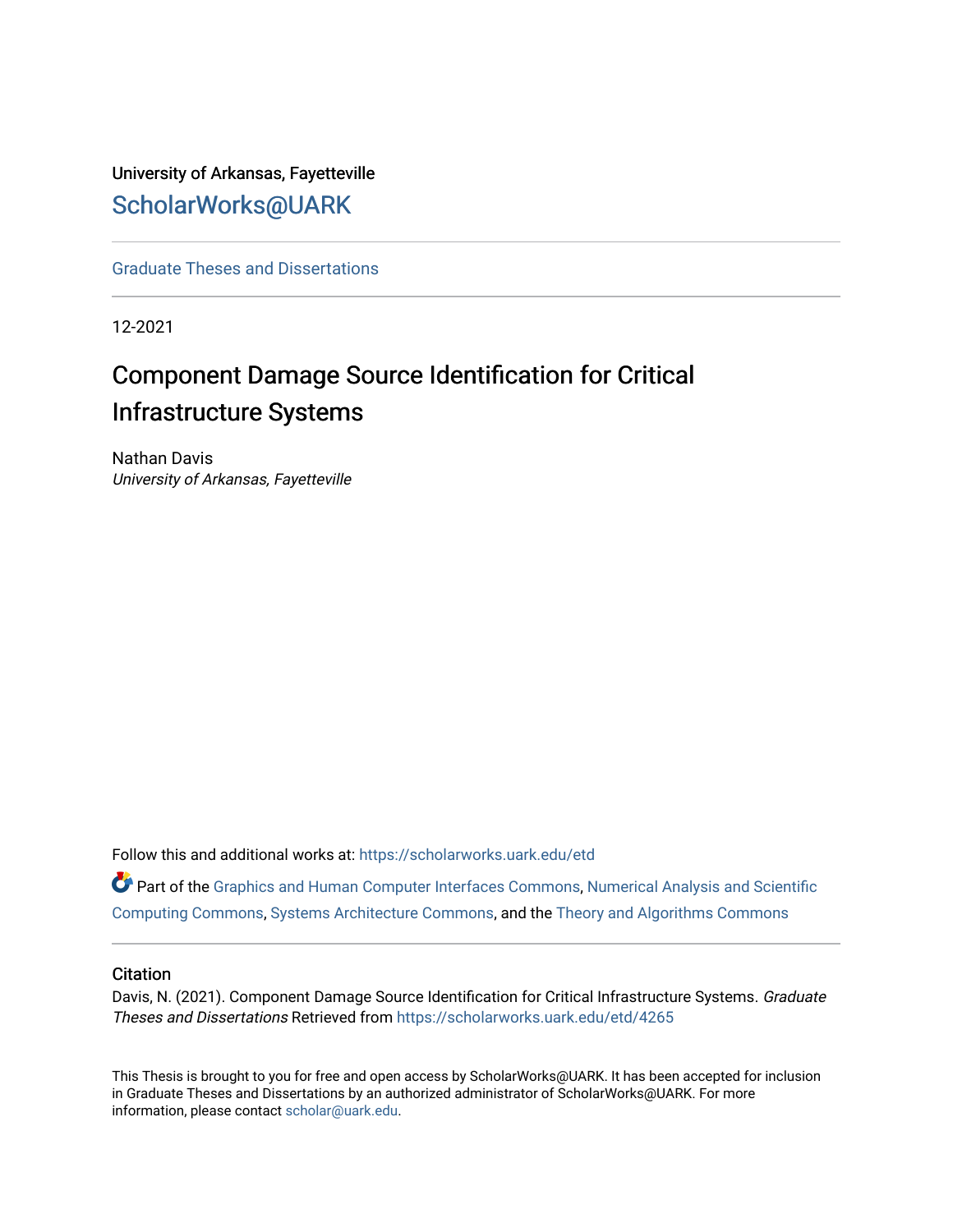University of Arkansas, Fayetteville

# ScholarWorks@UARK

Graduate Theses and Dissertations

12-2021

# Component Damage Source Identification for Critical Infrastructure Systems

Nathan Davis
*University of Arkansas, Fayetteville*

Follow this and additional works at: https://scholarworks.uark.edu/etd

Part of the Graphics and Human Computer Interfaces Commons, Numerical Analysis and Scientific Computing Commons, Systems Architecture Commons, and the Theory and Algorithms Commons

## Citation

Davis, N. (2021). Component Damage Source Identification for Critical Infrastructure Systems. *Graduate Theses and Dissertations* Retrieved from https://scholarworks.uark.edu/etd/4265

This Thesis is brought to you for free and open access by ScholarWorks@UARK. It has been accepted for inclusion in Graduate Theses and Dissertations by an authorized administrator of ScholarWorks@UARK. For more information, please contact scholar@uark.edu.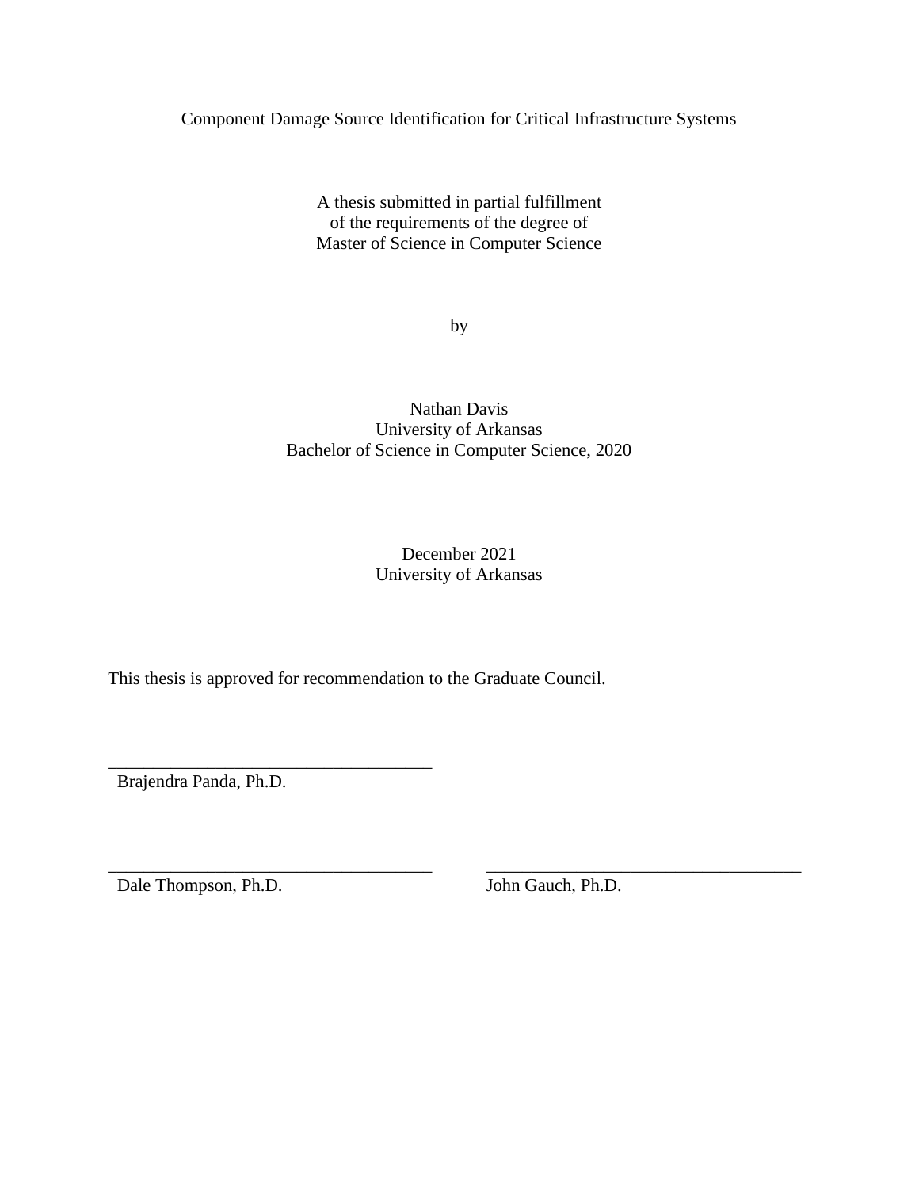Component Damage Source Identification for Critical Infrastructure Systems

A thesis submitted in partial fulfillment
of the requirements of the degree of
Master of Science in Computer Science

by

Nathan Davis
University of Arkansas
Bachelor of Science in Computer Science, 2020

December 2021
University of Arkansas

This thesis is approved for recommendation to the Graduate Council.

\_\_\_\_\_\_\_\_\_\_\_\_\_\_\_\_\_\_\_\_\_\_\_\_\_\_\_\_\_\_\_\_\_\_\_\_
Brajendra Panda, Ph.D.

\_\_\_\_\_\_\_\_\_\_\_\_\_\_\_\_\_\_\_\_\_\_\_\_\_\_\_\_\_\_\_\_\_\_\_\_
Dale Thompson, Ph.D.

\_\_\_\_\_\_\_\_\_\_\_\_\_\_\_\_\_\_\_\_\_\_\_\_\_\_\_\_\_\_\_\_\_\_\_\_
John Gauch, Ph.D.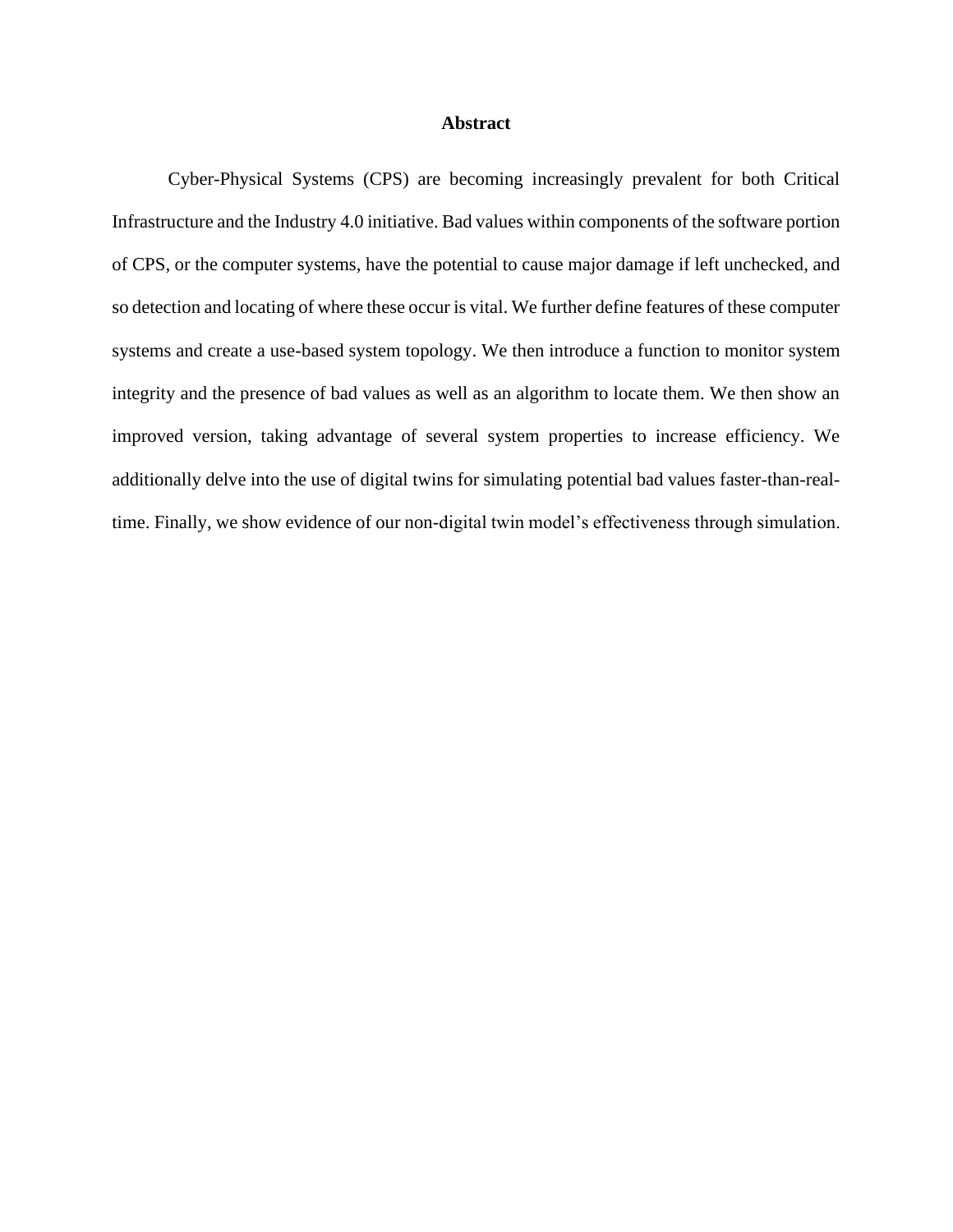# Abstract

Cyber-Physical Systems (CPS) are becoming increasingly prevalent for both Critical Infrastructure and the Industry 4.0 initiative. Bad values within components of the software portion of CPS, or the computer systems, have the potential to cause major damage if left unchecked, and so detection and locating of where these occur is vital. We further define features of these computer systems and create a use-based system topology. We then introduce a function to monitor system integrity and the presence of bad values as well as an algorithm to locate them. We then show an improved version, taking advantage of several system properties to increase efficiency. We additionally delve into the use of digital twins for simulating potential bad values faster-than-real-time. Finally, we show evidence of our non-digital twin model's effectiveness through simulation.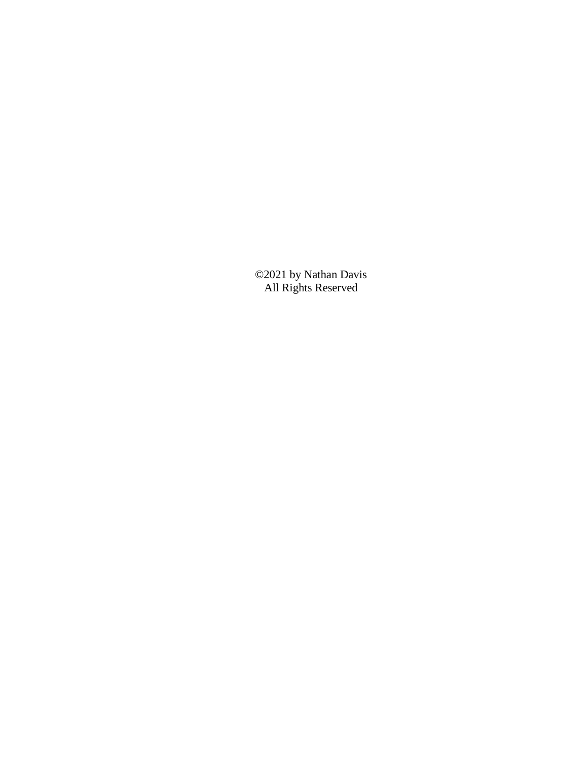©2021 by Nathan Davis
All Rights Reserved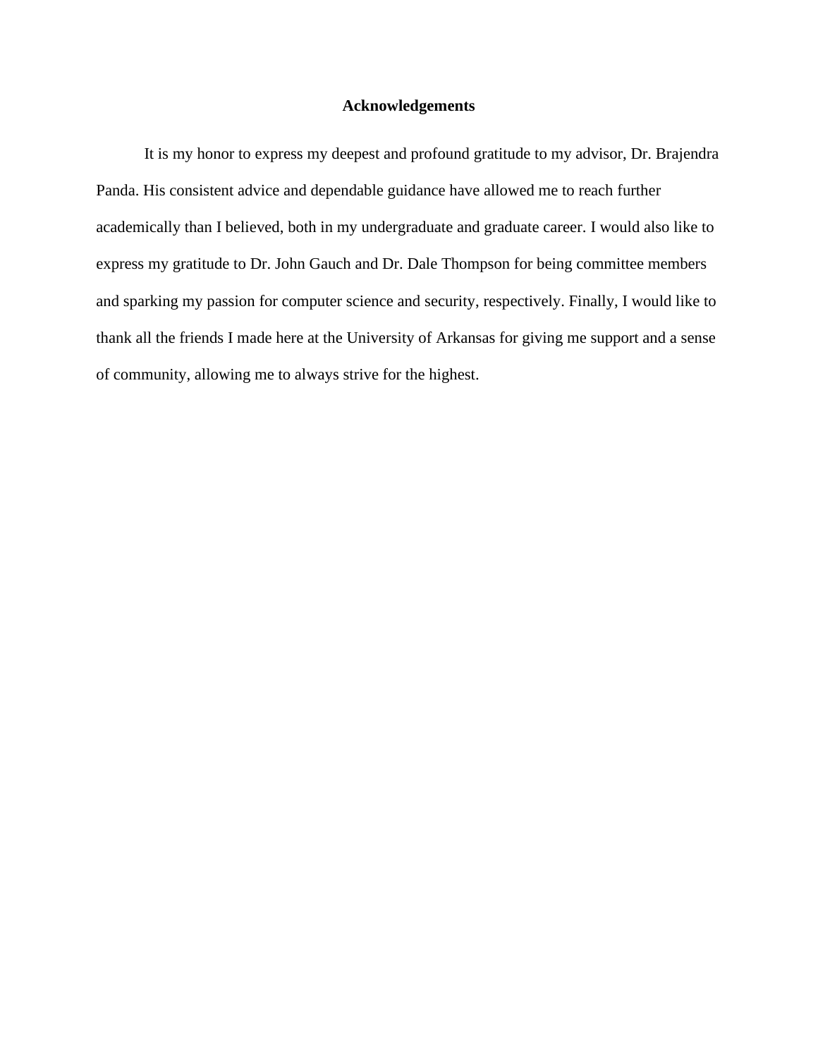# Acknowledgements

It is my honor to express my deepest and profound gratitude to my advisor, Dr. Brajendra Panda. His consistent advice and dependable guidance have allowed me to reach further academically than I believed, both in my undergraduate and graduate career. I would also like to express my gratitude to Dr. John Gauch and Dr. Dale Thompson for being committee members and sparking my passion for computer science and security, respectively. Finally, I would like to thank all the friends I made here at the University of Arkansas for giving me support and a sense of community, allowing me to always strive for the highest.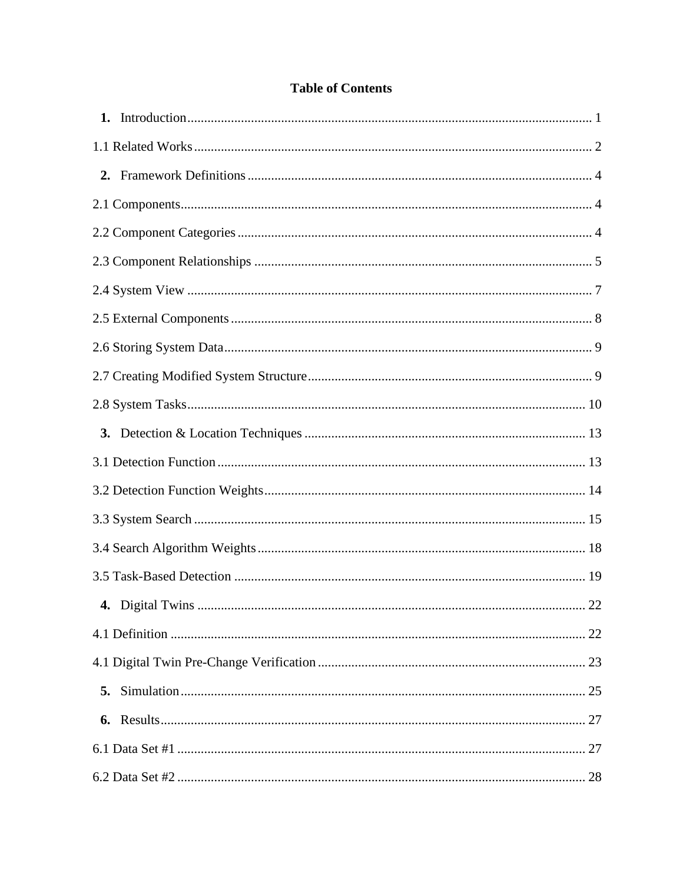**Table of Contents**

**1.** Introduction ........................................................ 1

1.1 Related Works ........................................................ 2

**2.** Framework Definitions ........................................................ 4

2.1 Components ........................................................ 4

2.2 Component Categories ........................................................ 4

2.3 Component Relationships ........................................................ 5

2.4 System View ........................................................ 7

2.5 External Components ........................................................ 8

2.6 Storing System Data ........................................................ 9

2.7 Creating Modified System Structure ........................................................ 9

2.8 System Tasks ........................................................ 10

**3.** Detection & Location Techniques ........................................................ 13

3.1 Detection Function ........................................................ 13

3.2 Detection Function Weights ........................................................ 14

3.3 System Search ........................................................ 15

3.4 Search Algorithm Weights ........................................................ 18

3.5 Task-Based Detection ........................................................ 19

**4.** Digital Twins ........................................................ 22

4.1 Definition ........................................................ 22

4.1 Digital Twin Pre-Change Verification ........................................................ 23

**5.** Simulation ........................................................ 25

**6.** Results ........................................................ 27

6.1 Data Set #1 ........................................................ 27

6.2 Data Set #2 ........................................................ 28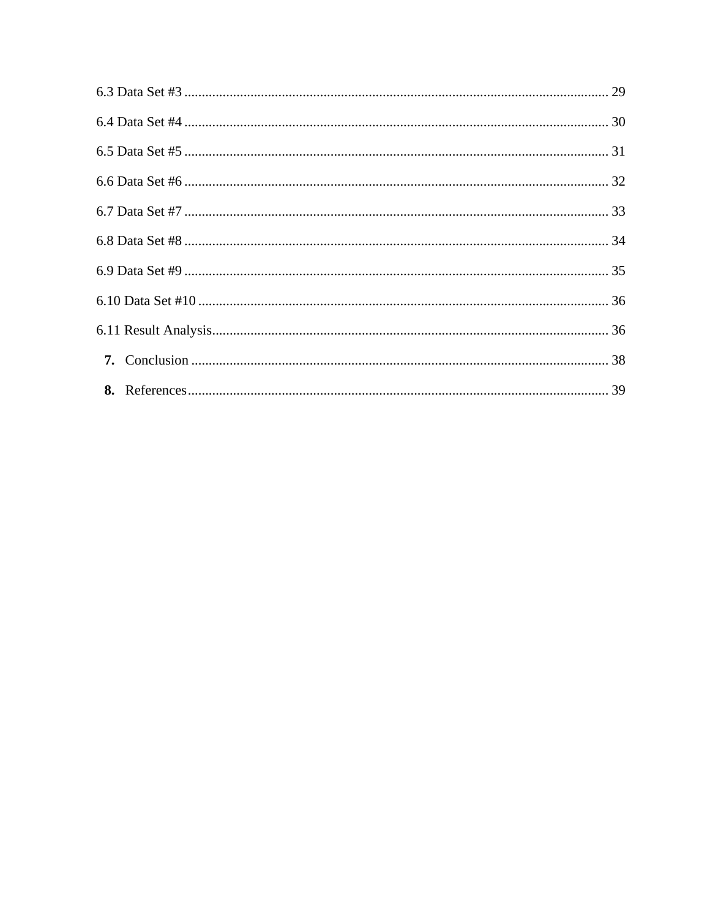6.3 Data Set #3 ........................................................................................................................ 29

6.4 Data Set #4 ........................................................................................................................ 30

6.5 Data Set #5 ........................................................................................................................ 31

6.6 Data Set #6 ........................................................................................................................ 32

6.7 Data Set #7 ........................................................................................................................ 33

6.8 Data Set #8 ........................................................................................................................ 34

6.9 Data Set #9 ........................................................................................................................ 35

6.10 Data Set #10 .................................................................................................................... 36

6.11 Result Analysis................................................................................................................ 36

**7.** Conclusion ...................................................................................................................... 38

**8.** References........................................................................................................................ 39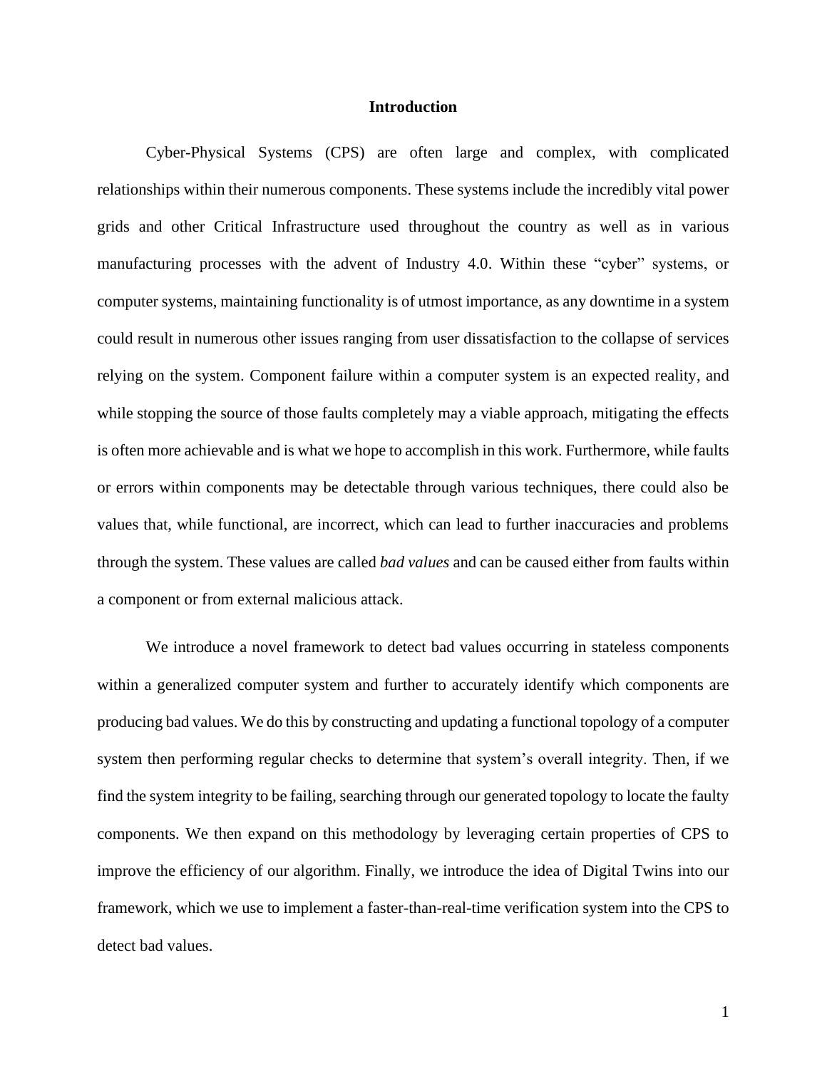# Introduction

Cyber-Physical Systems (CPS) are often large and complex, with complicated relationships within their numerous components. These systems include the incredibly vital power grids and other Critical Infrastructure used throughout the country as well as in various manufacturing processes with the advent of Industry 4.0. Within these "cyber" systems, or computer systems, maintaining functionality is of utmost importance, as any downtime in a system could result in numerous other issues ranging from user dissatisfaction to the collapse of services relying on the system. Component failure within a computer system is an expected reality, and while stopping the source of those faults completely may a viable approach, mitigating the effects is often more achievable and is what we hope to accomplish in this work. Furthermore, while faults or errors within components may be detectable through various techniques, there could also be values that, while functional, are incorrect, which can lead to further inaccuracies and problems through the system. These values are called *bad values* and can be caused either from faults within a component or from external malicious attack.

We introduce a novel framework to detect bad values occurring in stateless components within a generalized computer system and further to accurately identify which components are producing bad values. We do this by constructing and updating a functional topology of a computer system then performing regular checks to determine that system's overall integrity. Then, if we find the system integrity to be failing, searching through our generated topology to locate the faulty components. We then expand on this methodology by leveraging certain properties of CPS to improve the efficiency of our algorithm. Finally, we introduce the idea of Digital Twins into our framework, which we use to implement a faster-than-real-time verification system into the CPS to detect bad values.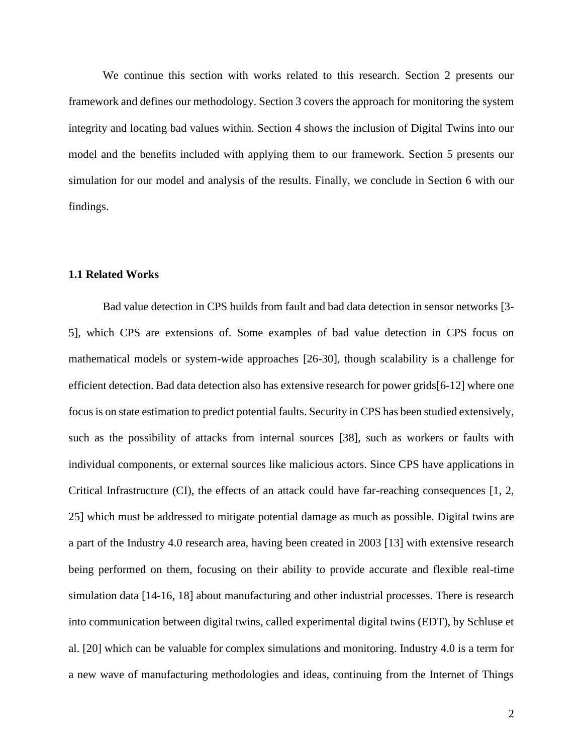We continue this section with works related to this research. Section 2 presents our framework and defines our methodology. Section 3 covers the approach for monitoring the system integrity and locating bad values within. Section 4 shows the inclusion of Digital Twins into our model and the benefits included with applying them to our framework. Section 5 presents our simulation for our model and analysis of the results. Finally, we conclude in Section 6 with our findings.

### 1.1 Related Works

Bad value detection in CPS builds from fault and bad data detection in sensor networks [3-5], which CPS are extensions of. Some examples of bad value detection in CPS focus on mathematical models or system-wide approaches [26-30], though scalability is a challenge for efficient detection. Bad data detection also has extensive research for power grids[6-12] where one focus is on state estimation to predict potential faults. Security in CPS has been studied extensively, such as the possibility of attacks from internal sources [38], such as workers or faults with individual components, or external sources like malicious actors. Since CPS have applications in Critical Infrastructure (CI), the effects of an attack could have far-reaching consequences [1, 2, 25] which must be addressed to mitigate potential damage as much as possible. Digital twins are a part of the Industry 4.0 research area, having been created in 2003 [13] with extensive research being performed on them, focusing on their ability to provide accurate and flexible real-time simulation data [14-16, 18] about manufacturing and other industrial processes. There is research into communication between digital twins, called experimental digital twins (EDT), by Schluse et al. [20] which can be valuable for complex simulations and monitoring. Industry 4.0 is a term for a new wave of manufacturing methodologies and ideas, continuing from the Internet of Things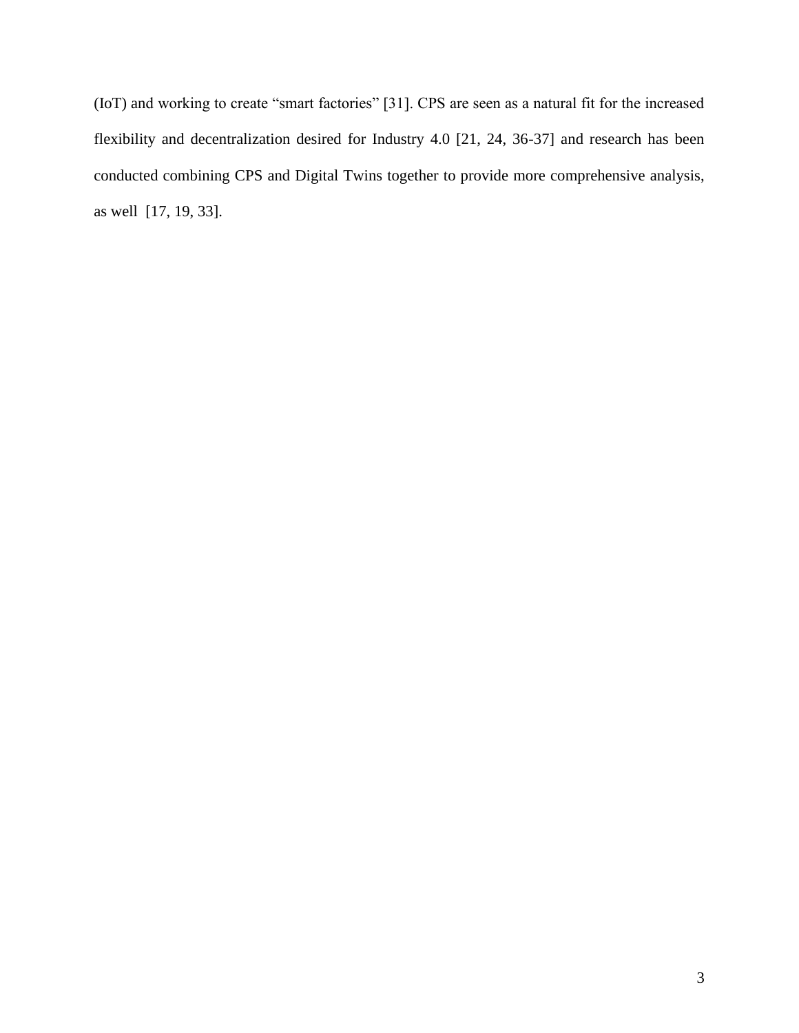(IoT) and working to create "smart factories" [31]. CPS are seen as a natural fit for the increased flexibility and decentralization desired for Industry 4.0 [21, 24, 36-37] and research has been conducted combining CPS and Digital Twins together to provide more comprehensive analysis, as well [17, 19, 33].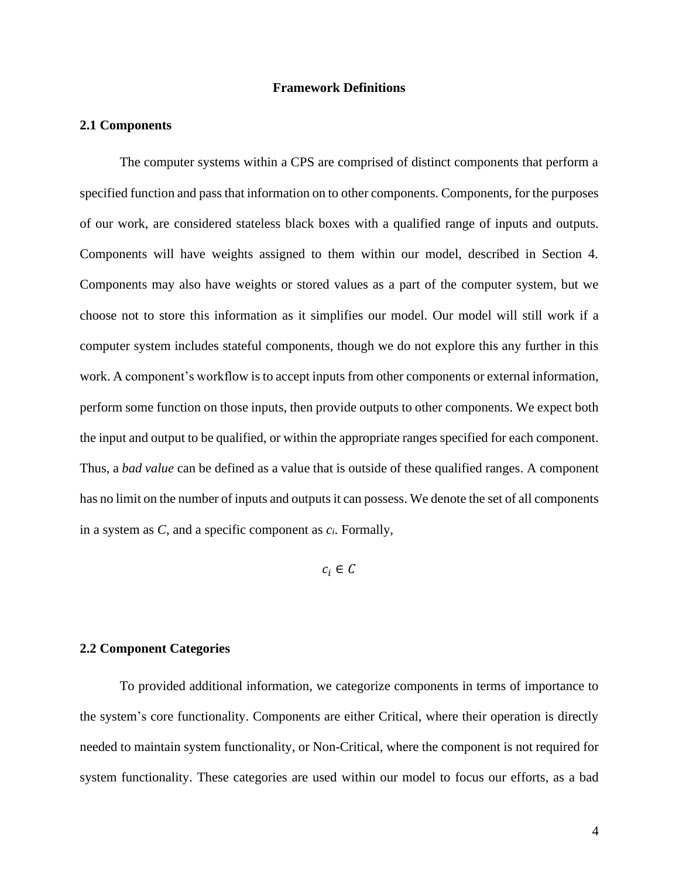## Framework Definitions

### 2.1 Components

The computer systems within a CPS are comprised of distinct components that perform a specified function and pass that information on to other components. Components, for the purposes of our work, are considered stateless black boxes with a qualified range of inputs and outputs. Components will have weights assigned to them within our model, described in Section 4. Components may also have weights or stored values as a part of the computer system, but we choose not to store this information as it simplifies our model. Our model will still work if a computer system includes stateful components, though we do not explore this any further in this work. A component's workflow is to accept inputs from other components or external information, perform some function on those inputs, then provide outputs to other components. We expect both the input and output to be qualified, or within the appropriate ranges specified for each component. Thus, a *bad value* can be defined as a value that is outside of these qualified ranges. A component has no limit on the number of inputs and outputs it can possess. We denote the set of all components in a system as $C$, and a specific component as $c_i$. Formally,

$$c_i \in C$$

### 2.2 Component Categories

To provided additional information, we categorize components in terms of importance to the system's core functionality. Components are either Critical, where their operation is directly needed to maintain system functionality, or Non-Critical, where the component is not required for system functionality. These categories are used within our model to focus our efforts, as a bad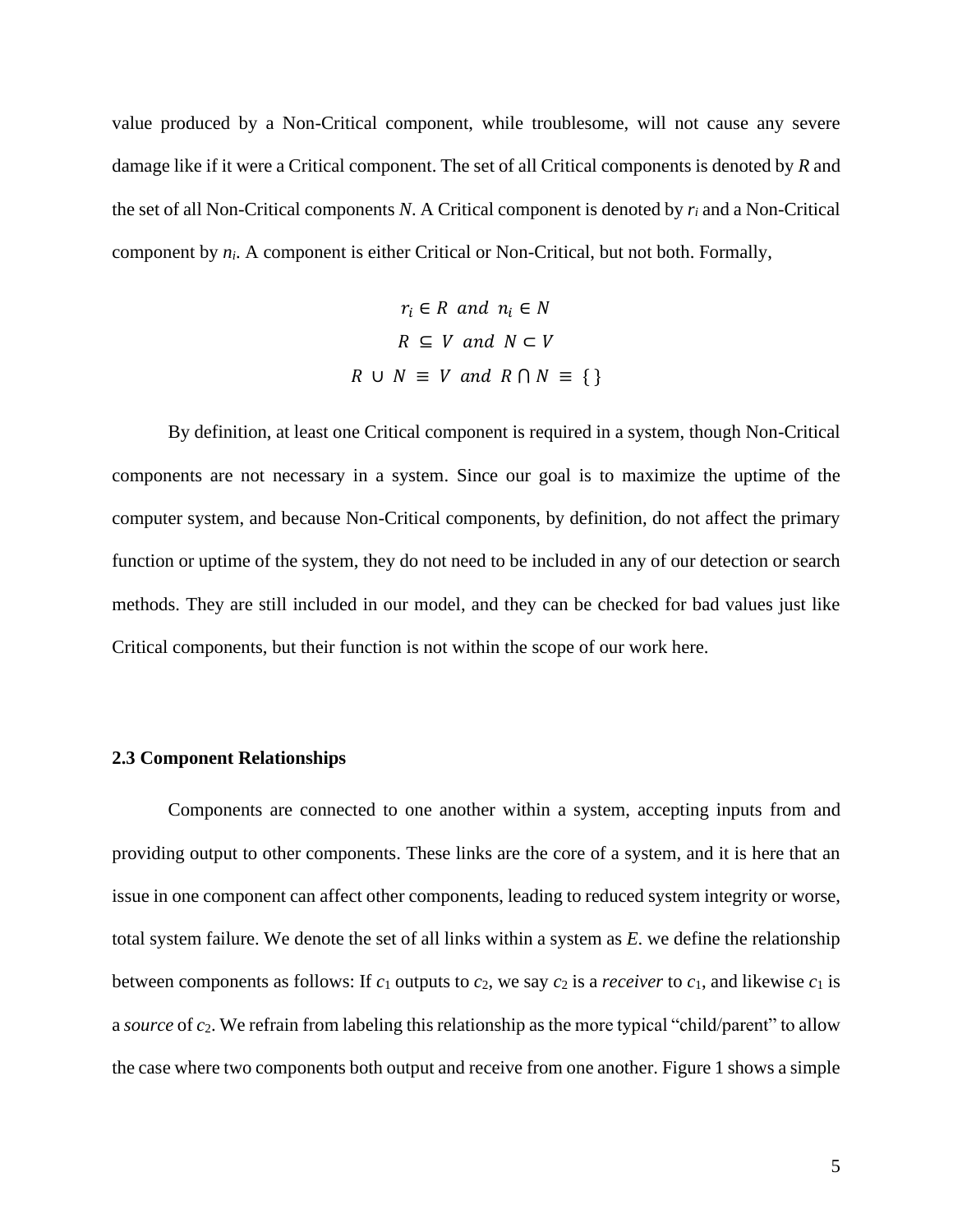value produced by a Non-Critical component, while troublesome, will not cause any severe damage like if it were a Critical component. The set of all Critical components is denoted by *R* and the set of all Non-Critical components *N*. A Critical component is denoted by $r_i$ and a Non-Critical component by $n_i$. A component is either Critical or Non-Critical, but not both. Formally,

$$r_i \in R \ \ and \ \ n_i \in N$$
$$R \subseteq V \ \ and \ \ N \subset V$$
$$R \cup N \equiv V \ \ and \ \ R \cap N \equiv \{\}$$

By definition, at least one Critical component is required in a system, though Non-Critical components are not necessary in a system. Since our goal is to maximize the uptime of the computer system, and because Non-Critical components, by definition, do not affect the primary function or uptime of the system, they do not need to be included in any of our detection or search methods. They are still included in our model, and they can be checked for bad values just like Critical components, but their function is not within the scope of our work here.

### 2.3 Component Relationships

Components are connected to one another within a system, accepting inputs from and providing output to other components. These links are the core of a system, and it is here that an issue in one component can affect other components, leading to reduced system integrity or worse, total system failure. We denote the set of all links within a system as *E*. we define the relationship between components as follows: If $c_1$ outputs to $c_2$, we say $c_2$ is a *receiver* to $c_1$, and likewise $c_1$ is a *source* of $c_2$. We refrain from labeling this relationship as the more typical "child/parent" to allow the case where two components both output and receive from one another. Figure 1 shows a simple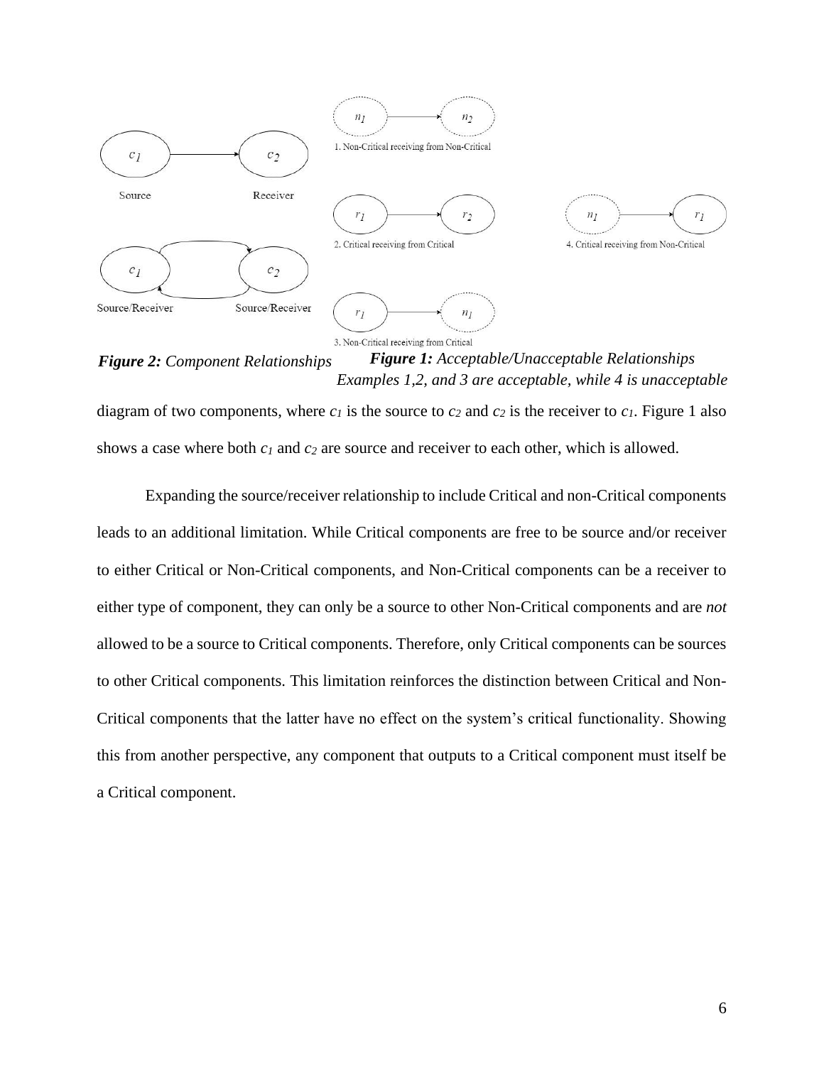1. Non-Critical receiving from Non-Critical

2. Critical receiving from Critical

3. Non-Critical receiving from Critical

4. Critical receiving from Non-Critical

Source

Receiver

Source/Receiver

Source/Receiver

***Figure 2:*** *Component Relationships*

***Figure 1:*** *Acceptable/Unacceptable Relationships Examples 1,2, and 3 are acceptable, while 4 is unacceptable*

diagram of two components, where $c_1$ is the source to $c_2$ and $c_2$ is the receiver to $c_1$. Figure 1 also shows a case where both $c_1$ and $c_2$ are source and receiver to each other, which is allowed.

Expanding the source/receiver relationship to include Critical and non-Critical components leads to an additional limitation. While Critical components are free to be source and/or receiver to either Critical or Non-Critical components, and Non-Critical components can be a receiver to either type of component, they can only be a source to other Non-Critical components and are *not* allowed to be a source to Critical components. Therefore, only Critical components can be sources to other Critical components. This limitation reinforces the distinction between Critical and Non-Critical components that the latter have no effect on the system's critical functionality. Showing this from another perspective, any component that outputs to a Critical component must itself be a Critical component.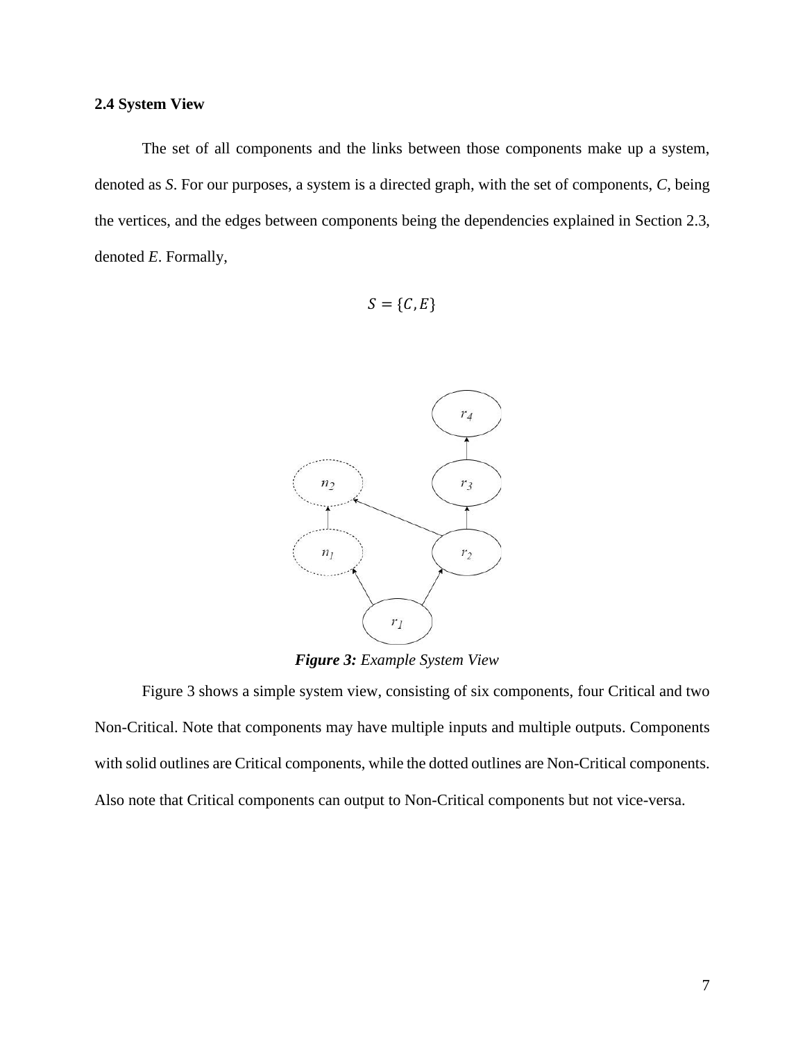### 2.4 System View

The set of all components and the links between those components make up a system, denoted as *S*. For our purposes, a system is a directed graph, with the set of components, *C*, being the vertices, and the edges between components being the dependencies explained in Section 2.3, denoted *E*. Formally,

$$S = \{C, E\}$$

$r_4$

$n_2$

$r_3$

$n_1$

$r_2$

$r_1$

***Figure 3:*** *Example System View*

Figure 3 shows a simple system view, consisting of six components, four Critical and two Non-Critical. Note that components may have multiple inputs and multiple outputs. Components with solid outlines are Critical components, while the dotted outlines are Non-Critical components. Also note that Critical components can output to Non-Critical components but not vice-versa.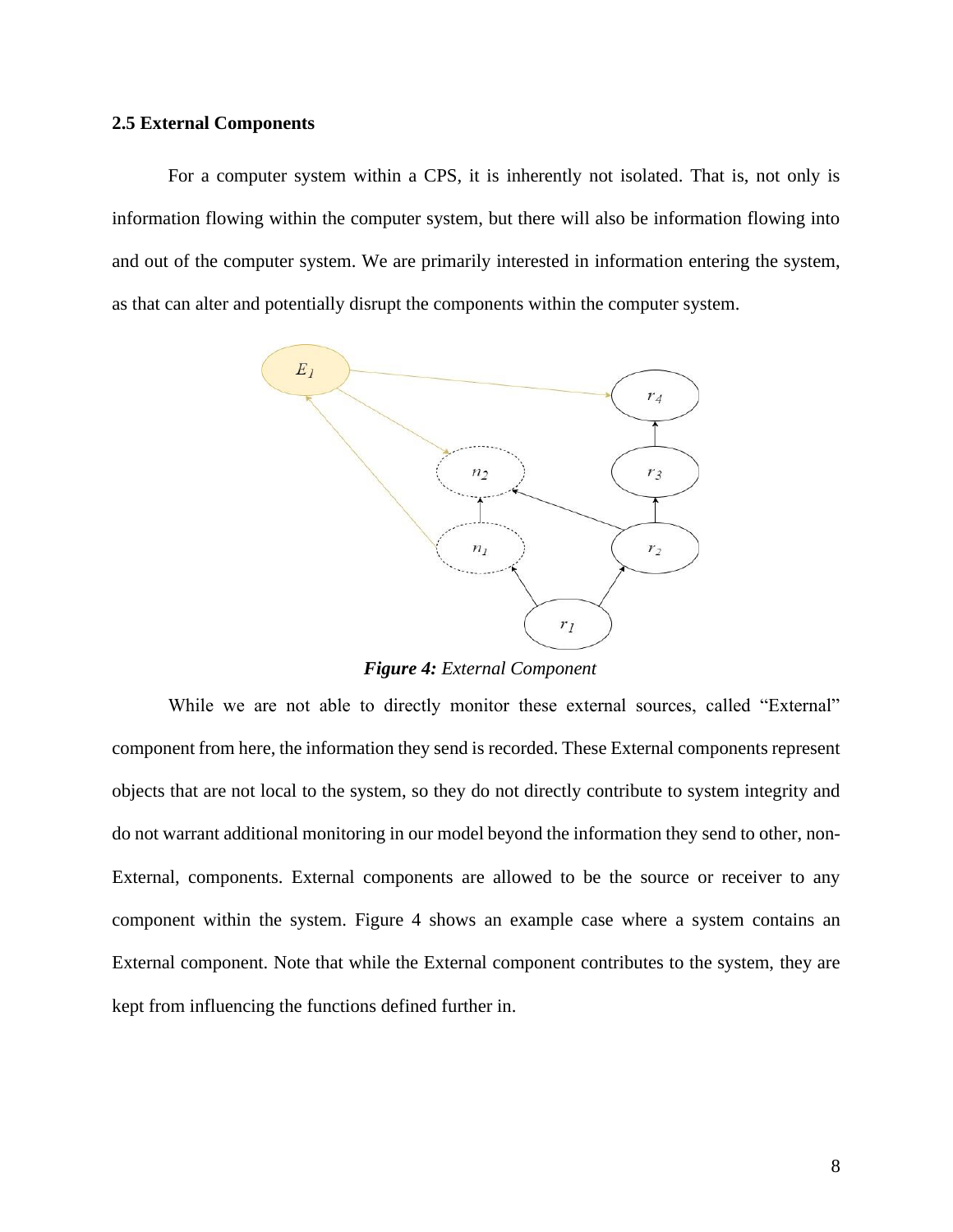### 2.5 External Components

For a computer system within a CPS, it is inherently not isolated. That is, not only is information flowing within the computer system, but there will also be information flowing into and out of the computer system. We are primarily interested in information entering the system, as that can alter and potentially disrupt the components within the computer system.

$E_1$

$r_4$

$n_2$

$r_3$

$n_1$

$r_2$

$r_1$

***Figure 4:*** *External Component*

While we are not able to directly monitor these external sources, called "External" component from here, the information they send is recorded. These External components represent objects that are not local to the system, so they do not directly contribute to system integrity and do not warrant additional monitoring in our model beyond the information they send to other, non-External, components. External components are allowed to be the source or receiver to any component within the system. Figure 4 shows an example case where a system contains an External component. Note that while the External component contributes to the system, they are kept from influencing the functions defined further in.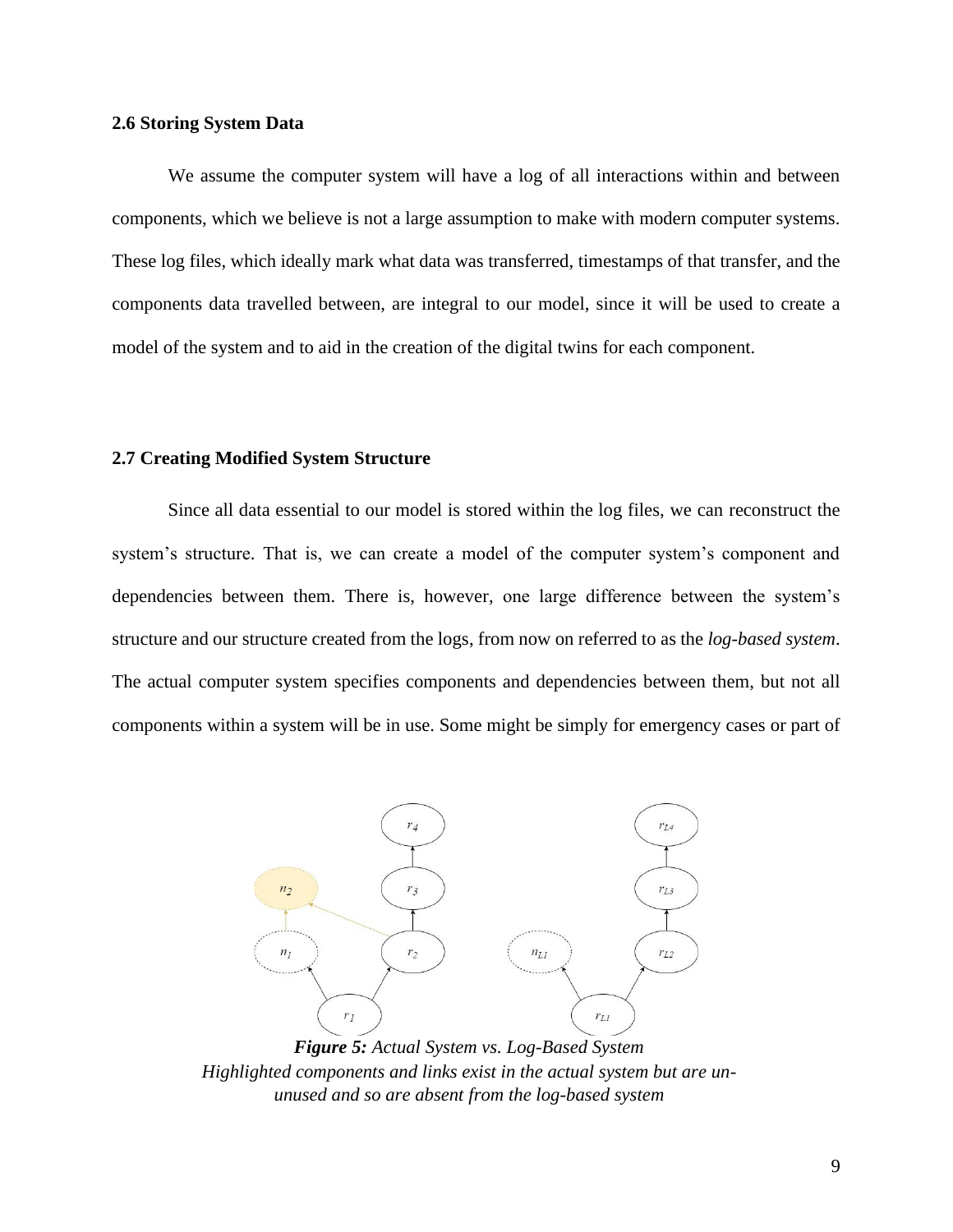### 2.6 Storing System Data

We assume the computer system will have a log of all interactions within and between components, which we believe is not a large assumption to make with modern computer systems. These log files, which ideally mark what data was transferred, timestamps of that transfer, and the components data travelled between, are integral to our model, since it will be used to create a model of the system and to aid in the creation of the digital twins for each component.

### 2.7 Creating Modified System Structure

Since all data essential to our model is stored within the log files, we can reconstruct the system's structure. That is, we can create a model of the computer system's component and dependencies between them. There is, however, one large difference between the system's structure and our structure created from the logs, from now on referred to as the *log-based system*. The actual computer system specifies components and dependencies between them, but not all components within a system will be in use. Some might be simply for emergency cases or part of

$r_4$
$n_2$
$r_3$
$n_1$
$r_2$
$r_1$
$r_{L4}$
$r_{L3}$
$n_{L1}$
$r_{L2}$
$r_{L1}$

***Figure 5:*** *Actual System vs. Log-Based System*
*Highlighted components and links exist in the actual system but are un-unused and so are absent from the log-based system*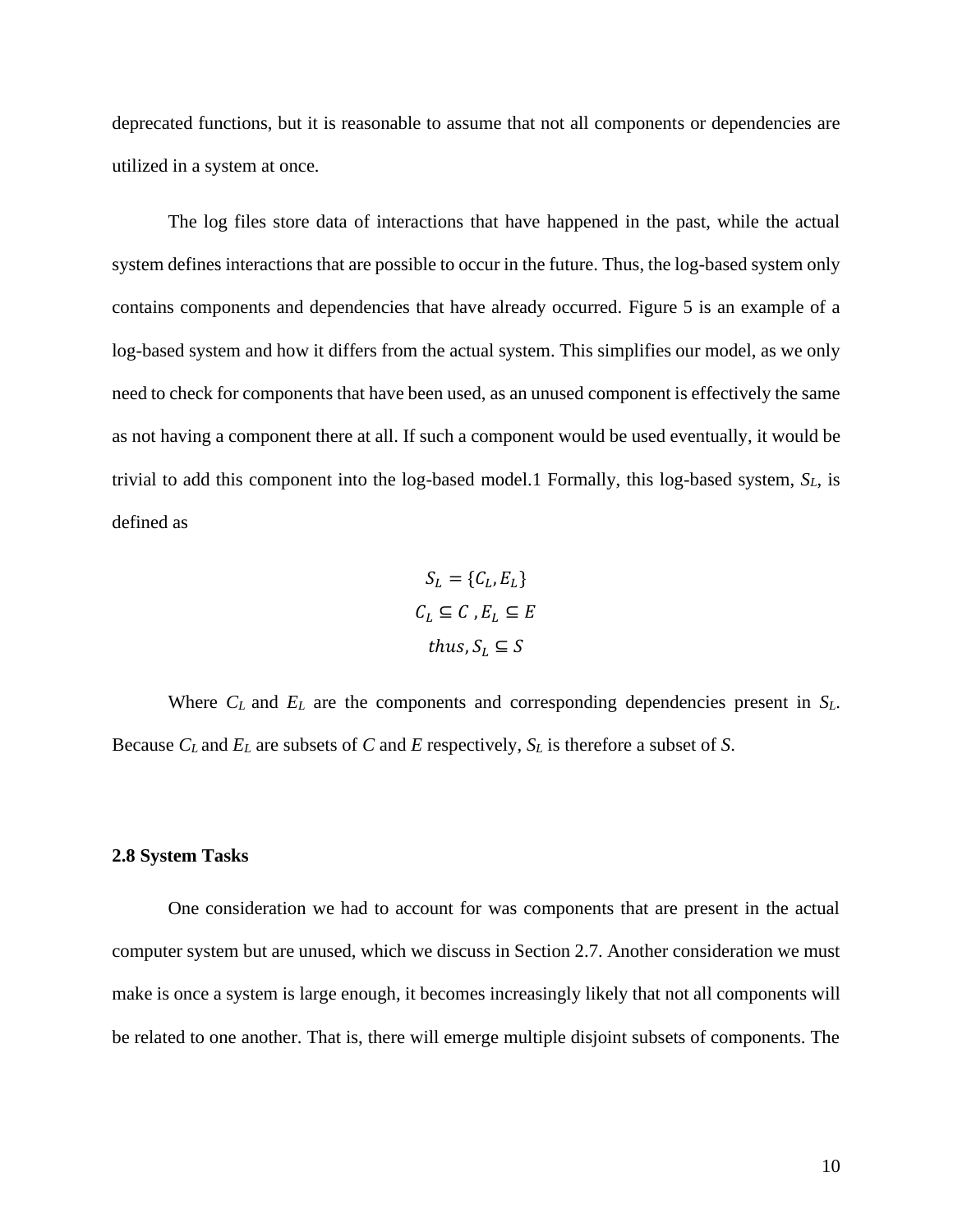deprecated functions, but it is reasonable to assume that not all components or dependencies are utilized in a system at once.

The log files store data of interactions that have happened in the past, while the actual system defines interactions that are possible to occur in the future. Thus, the log-based system only contains components and dependencies that have already occurred. Figure 5 is an example of a log-based system and how it differs from the actual system. This simplifies our model, as we only need to check for components that have been used, as an unused component is effectively the same as not having a component there at all. If such a component would be used eventually, it would be trivial to add this component into the log-based model.1 Formally, this log-based system, $S_L$, is defined as

$$S_L = \{C_L, E_L\}$$
$$C_L \subseteq C \;, E_L \subseteq E$$
$$thus, S_L \subseteq S$$

Where $C_L$ and $E_L$ are the components and corresponding dependencies present in $S_L$. Because $C_L$ and $E_L$ are subsets of $C$ and $E$ respectively, $S_L$ is therefore a subset of $S$.

### 2.8 System Tasks

One consideration we had to account for was components that are present in the actual computer system but are unused, which we discuss in Section 2.7. Another consideration we must make is once a system is large enough, it becomes increasingly likely that not all components will be related to one another. That is, there will emerge multiple disjoint subsets of components. The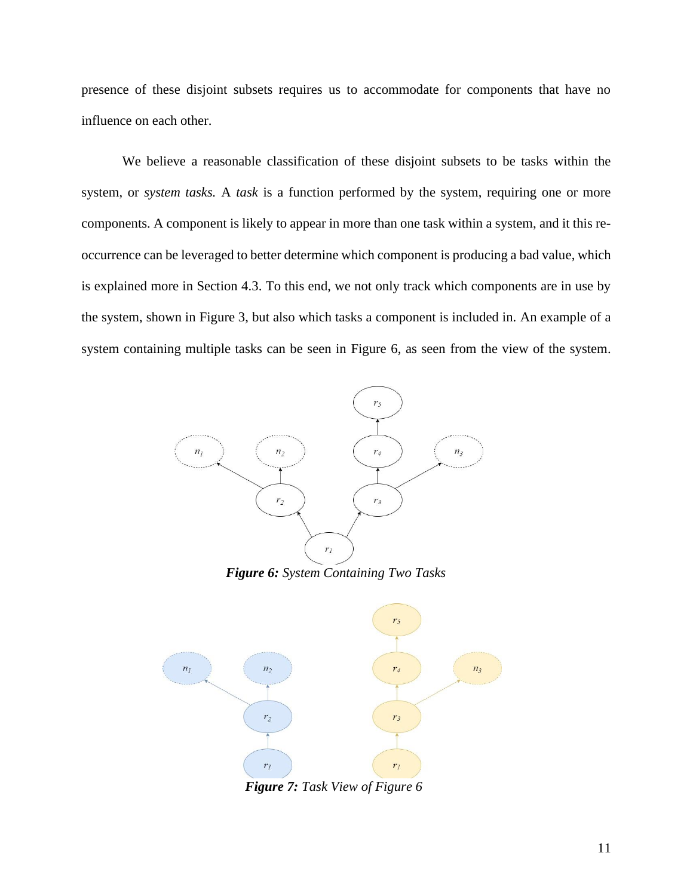presence of these disjoint subsets requires us to accommodate for components that have no influence on each other.

We believe a reasonable classification of these disjoint subsets to be tasks within the system, or *system tasks.* A *task* is a function performed by the system, requiring one or more components. A component is likely to appear in more than one task within a system, and it this re-occurrence can be leveraged to better determine which component is producing a bad value, which is explained more in Section 4.3. To this end, we not only track which components are in use by the system, shown in Figure 3, but also which tasks a component is included in. An example of a system containing multiple tasks can be seen in Figure 6, as seen from the view of the system.

$r_5$

$n_1$ $n_2$ $r_4$ $n_3$

$r_2$ $r_3$

$r_1$

***Figure 6:*** *System Containing Two Tasks*

$r_5$

$n_1$ $n_2$ $r_4$ $n_3$

$r_2$ $r_3$

$r_1$ $r_1$

***Figure 7:*** *Task View of Figure 6*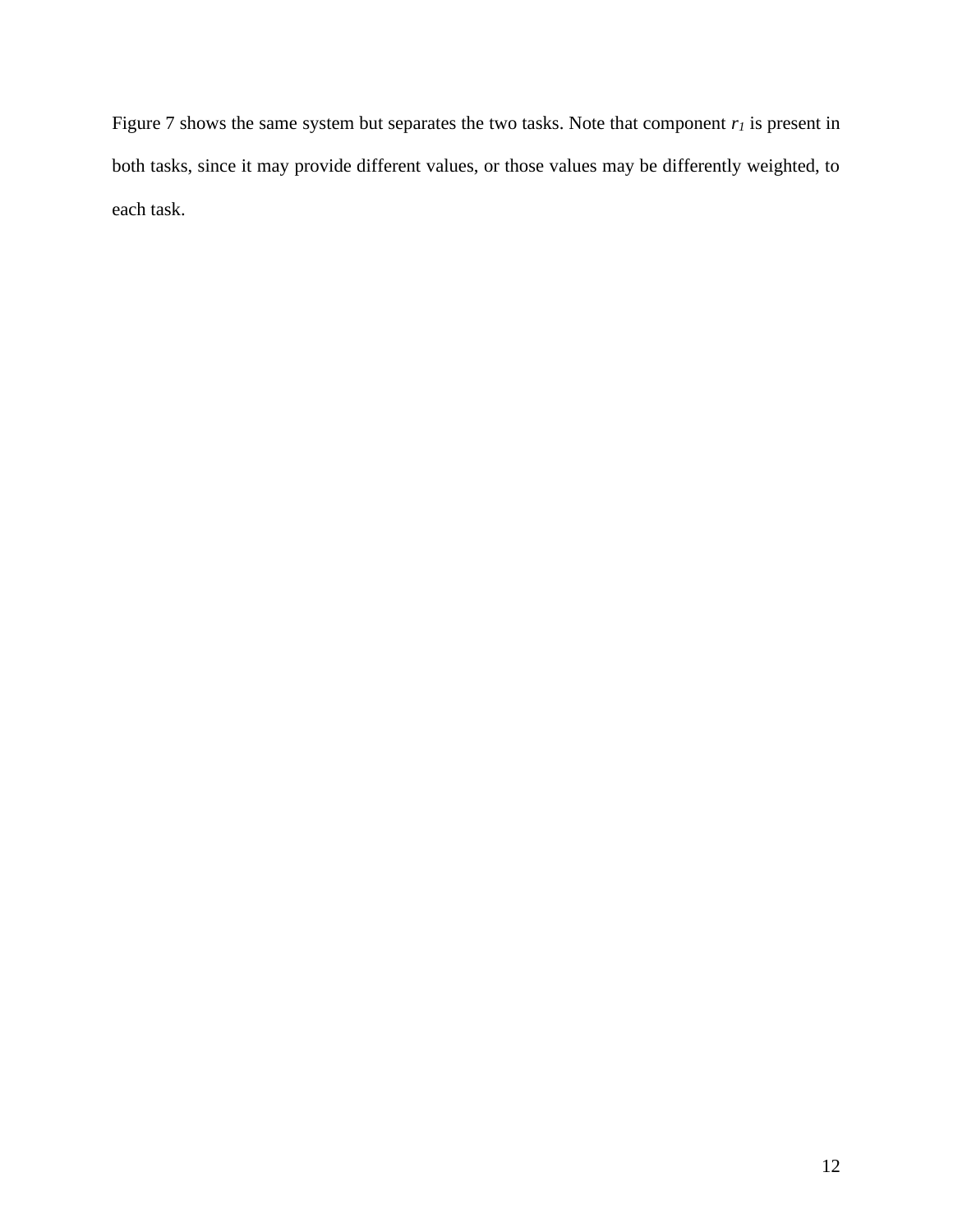Figure 7 shows the same system but separates the two tasks. Note that component $r_1$ is present in both tasks, since it may provide different values, or those values may be differently weighted, to each task.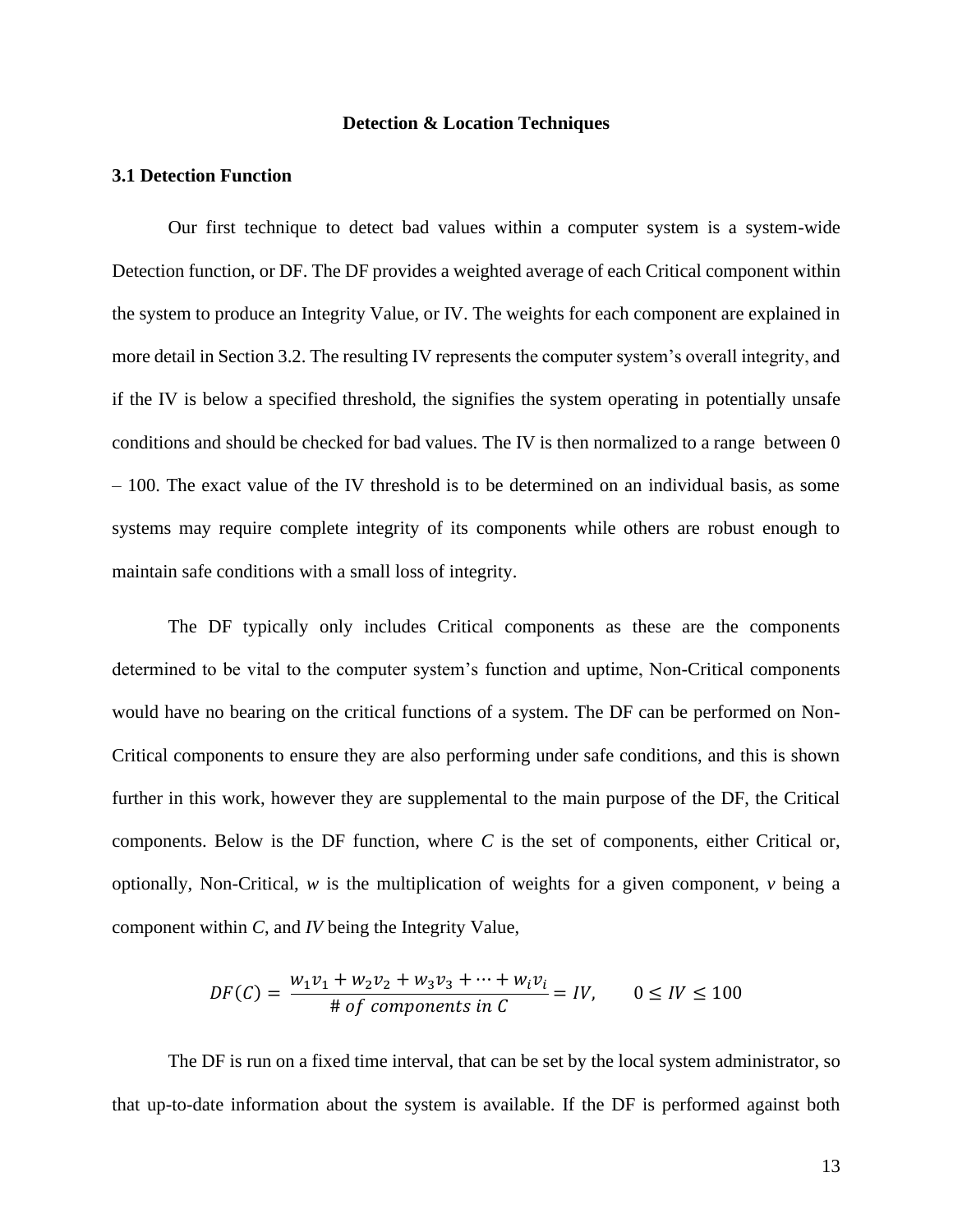# Detection & Location Techniques

## 3.1 Detection Function

Our first technique to detect bad values within a computer system is a system-wide Detection function, or DF. The DF provides a weighted average of each Critical component within the system to produce an Integrity Value, or IV. The weights for each component are explained in more detail in Section 3.2. The resulting IV represents the computer system's overall integrity, and if the IV is below a specified threshold, the signifies the system operating in potentially unsafe conditions and should be checked for bad values. The IV is then normalized to a range between 0 – 100. The exact value of the IV threshold is to be determined on an individual basis, as some systems may require complete integrity of its components while others are robust enough to maintain safe conditions with a small loss of integrity.

The DF typically only includes Critical components as these are the components determined to be vital to the computer system's function and uptime, Non-Critical components would have no bearing on the critical functions of a system. The DF can be performed on Non-Critical components to ensure they are also performing under safe conditions, and this is shown further in this work, however they are supplemental to the main purpose of the DF, the Critical components. Below is the DF function, where *C* is the set of components, either Critical or, optionally, Non-Critical, *w* is the multiplication of weights for a given component, *v* being a component within *C*, and *IV* being the Integrity Value,

$$DF(C) = \frac{w_1 v_1 + w_2 v_2 + w_3 v_3 + \cdots + w_i v_i}{\#\ of\ components\ in\ C} = IV, \qquad 0 \leq IV \leq 100$$

The DF is run on a fixed time interval, that can be set by the local system administrator, so that up-to-date information about the system is available. If the DF is performed against both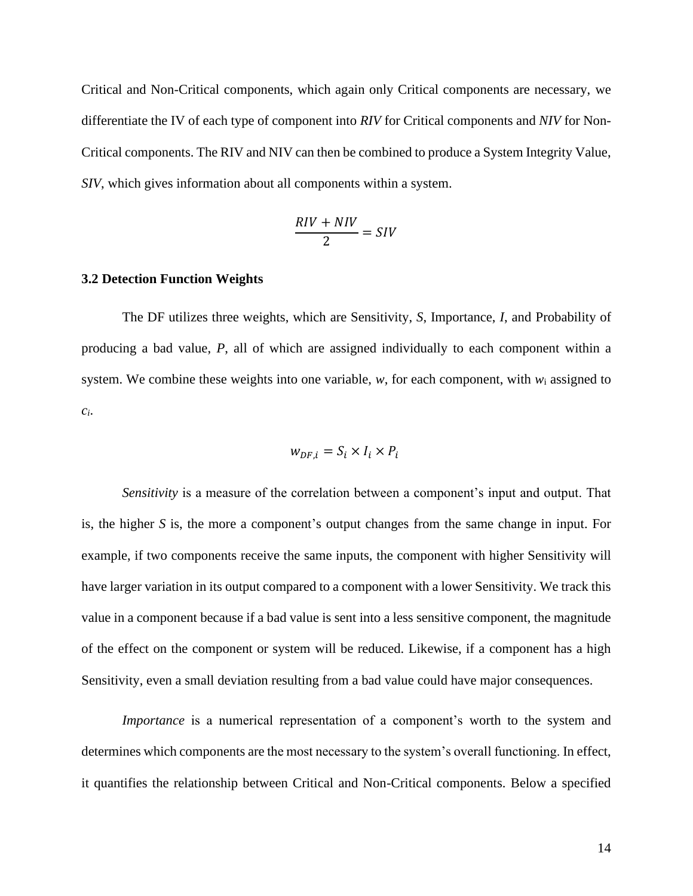Critical and Non-Critical components, which again only Critical components are necessary, we differentiate the IV of each type of component into *RIV* for Critical components and *NIV* for Non-Critical components. The RIV and NIV can then be combined to produce a System Integrity Value, *SIV*, which gives information about all components within a system.

$$\frac{RIV + NIV}{2} = SIV$$

**3.2 Detection Function Weights**

The DF utilizes three weights, which are Sensitivity, *S*, Importance, *I*, and Probability of producing a bad value, *P*, all of which are assigned individually to each component within a system. We combine these weights into one variable, *w*, for each component, with $w_i$ assigned to $c_i$.

$$w_{DF,i} = S_i \times I_i \times P_i$$

*Sensitivity* is a measure of the correlation between a component's input and output. That is, the higher *S* is, the more a component's output changes from the same change in input. For example, if two components receive the same inputs, the component with higher Sensitivity will have larger variation in its output compared to a component with a lower Sensitivity. We track this value in a component because if a bad value is sent into a less sensitive component, the magnitude of the effect on the component or system will be reduced. Likewise, if a component has a high Sensitivity, even a small deviation resulting from a bad value could have major consequences.

*Importance* is a numerical representation of a component's worth to the system and determines which components are the most necessary to the system's overall functioning. In effect, it quantifies the relationship between Critical and Non-Critical components. Below a specified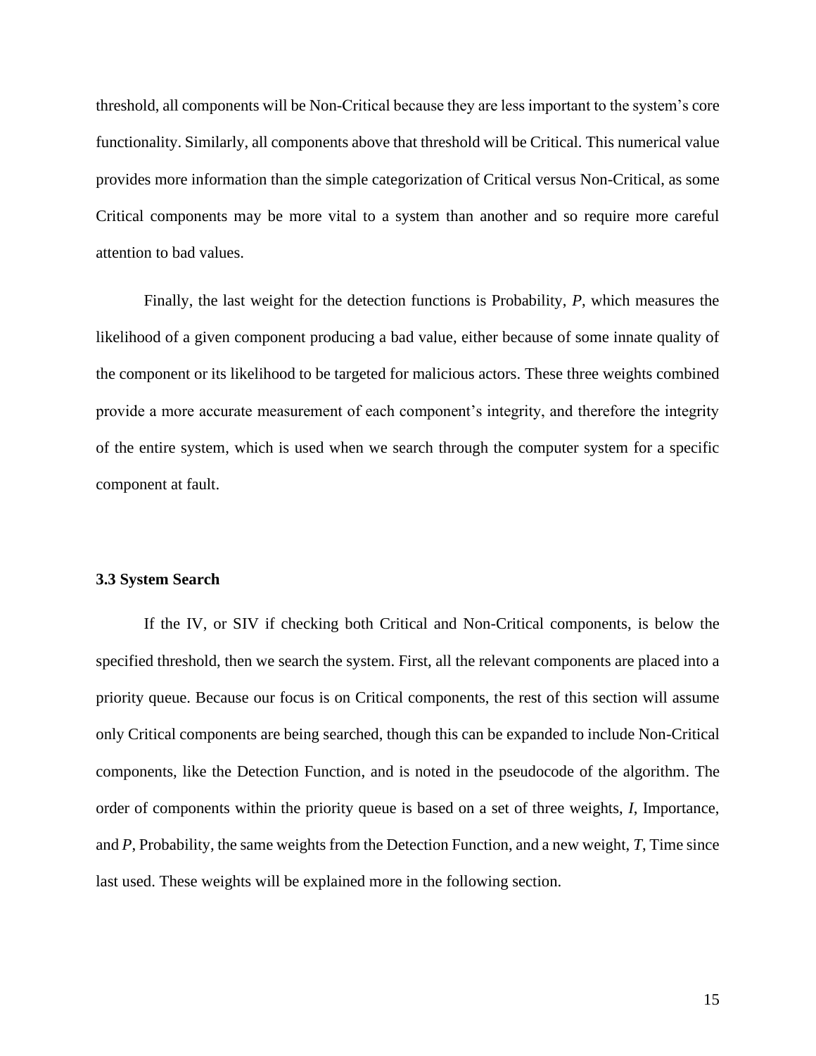threshold, all components will be Non-Critical because they are less important to the system's core functionality. Similarly, all components above that threshold will be Critical. This numerical value provides more information than the simple categorization of Critical versus Non-Critical, as some Critical components may be more vital to a system than another and so require more careful attention to bad values.

Finally, the last weight for the detection functions is Probability, *P*, which measures the likelihood of a given component producing a bad value, either because of some innate quality of the component or its likelihood to be targeted for malicious actors. These three weights combined provide a more accurate measurement of each component's integrity, and therefore the integrity of the entire system, which is used when we search through the computer system for a specific component at fault.

### 3.3 System Search

If the IV, or SIV if checking both Critical and Non-Critical components, is below the specified threshold, then we search the system. First, all the relevant components are placed into a priority queue. Because our focus is on Critical components, the rest of this section will assume only Critical components are being searched, though this can be expanded to include Non-Critical components, like the Detection Function, and is noted in the pseudocode of the algorithm. The order of components within the priority queue is based on a set of three weights, *I*, Importance, and *P*, Probability, the same weights from the Detection Function, and a new weight, *T*, Time since last used. These weights will be explained more in the following section.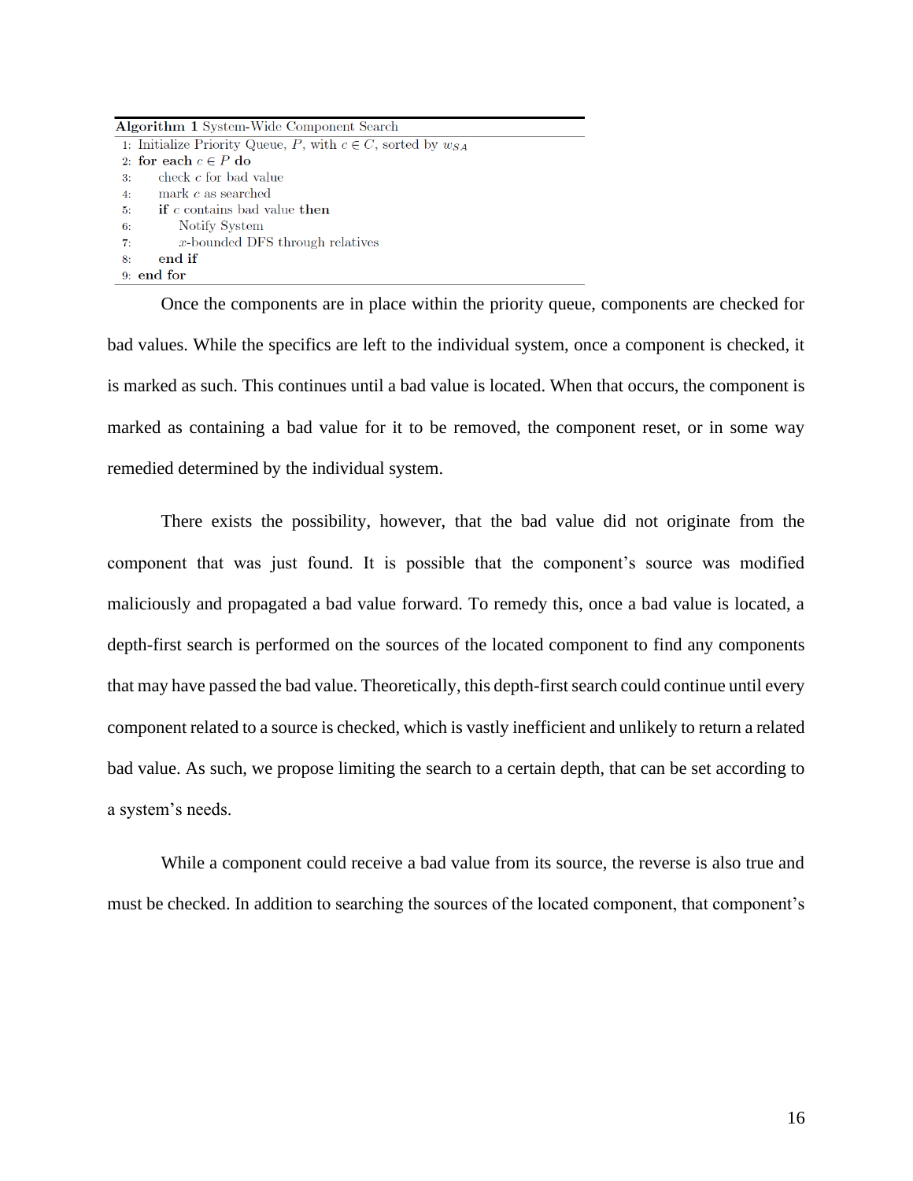**Algorithm 1** System-Wide Component Search

```
1: Initialize Priority Queue, P, with c ∈ C, sorted by w_SA
2: for each c ∈ P do
3:     check c for bad value
4:     mark c as searched
5:     if c contains bad value then
6:         Notify System
7:         x-bounded DFS through relatives
8:     end if
9: end for
```

Once the components are in place within the priority queue, components are checked for bad values. While the specifics are left to the individual system, once a component is checked, it is marked as such. This continues until a bad value is located. When that occurs, the component is marked as containing a bad value for it to be removed, the component reset, or in some way remedied determined by the individual system.

There exists the possibility, however, that the bad value did not originate from the component that was just found. It is possible that the component's source was modified maliciously and propagated a bad value forward. To remedy this, once a bad value is located, a depth-first search is performed on the sources of the located component to find any components that may have passed the bad value. Theoretically, this depth-first search could continue until every component related to a source is checked, which is vastly inefficient and unlikely to return a related bad value. As such, we propose limiting the search to a certain depth, that can be set according to a system's needs.

While a component could receive a bad value from its source, the reverse is also true and must be checked. In addition to searching the sources of the located component, that component's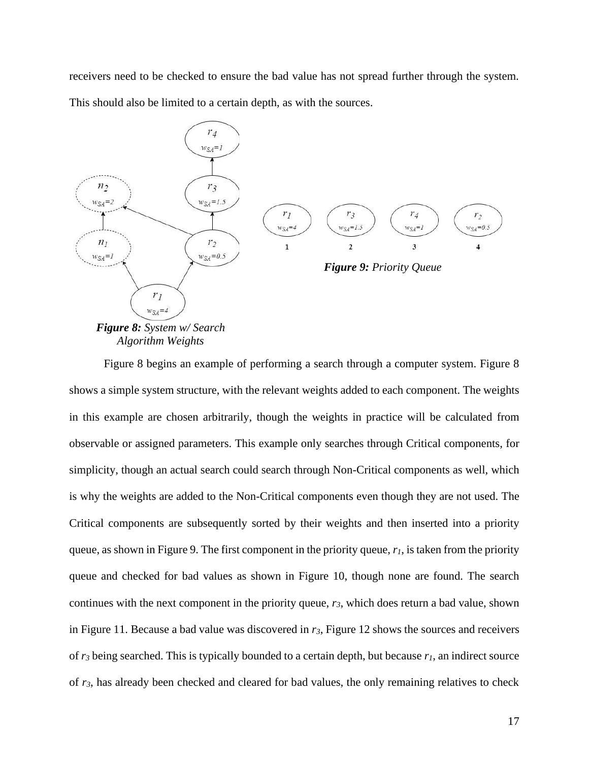receivers need to be checked to ensure the bad value has not spread further through the system. This should also be limited to a certain depth, as with the sources.

***Figure 8:*** *System w/ Search Algorithm Weights*

***Figure 9:*** *Priority Queue*

Figure 8 begins an example of performing a search through a computer system. Figure 8 shows a simple system structure, with the relevant weights added to each component. The weights in this example are chosen arbitrarily, though the weights in practice will be calculated from observable or assigned parameters. This example only searches through Critical components, for simplicity, though an actual search could search through Non-Critical components as well, which is why the weights are added to the Non-Critical components even though they are not used. The Critical components are subsequently sorted by their weights and then inserted into a priority queue, as shown in Figure 9. The first component in the priority queue, $r_1$, is taken from the priority queue and checked for bad values as shown in Figure 10, though none are found. The search continues with the next component in the priority queue, $r_3$, which does return a bad value, shown in Figure 11. Because a bad value was discovered in $r_3$, Figure 12 shows the sources and receivers of $r_3$ being searched. This is typically bounded to a certain depth, but because $r_1$, an indirect source of $r_3$, has already been checked and cleared for bad values, the only remaining relatives to check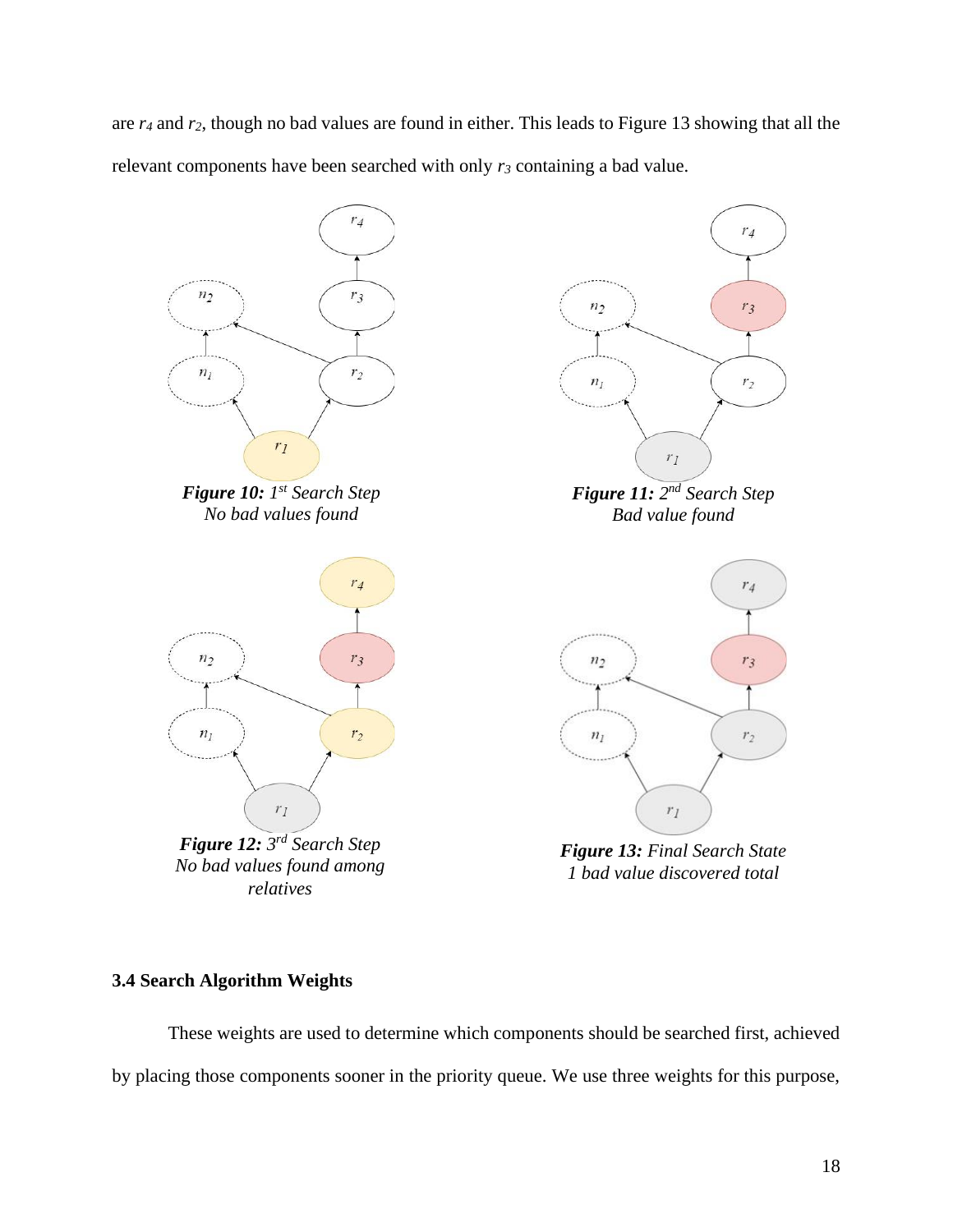are $r_4$ and $r_2$, though no bad values are found in either. This leads to Figure 13 showing that all the relevant components have been searched with only $r_3$ containing a bad value.

***Figure 10:*** *1st Search Step*
*No bad values found*

***Figure 11:*** *2nd Search Step*
*Bad value found*

***Figure 12:*** *3rd Search Step*
*No bad values found among relatives*

***Figure 13:*** *Final Search State*
*1 bad value discovered total*

### 3.4 Search Algorithm Weights

These weights are used to determine which components should be searched first, achieved by placing those components sooner in the priority queue. We use three weights for this purpose,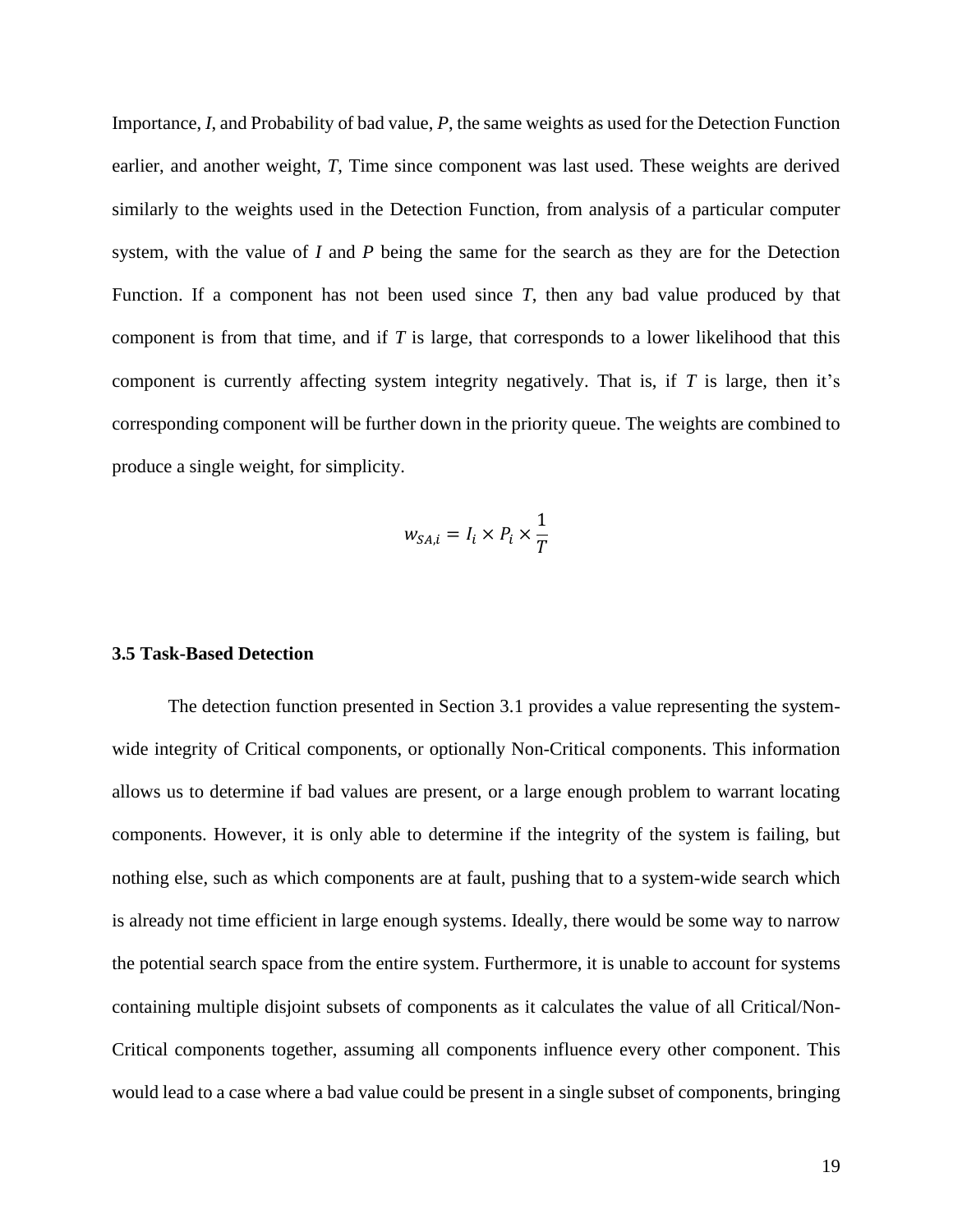Importance, *I*, and Probability of bad value, *P*, the same weights as used for the Detection Function earlier, and another weight, *T*, Time since component was last used. These weights are derived similarly to the weights used in the Detection Function, from analysis of a particular computer system, with the value of *I* and *P* being the same for the search as they are for the Detection Function. If a component has not been used since *T*, then any bad value produced by that component is from that time, and if *T* is large, that corresponds to a lower likelihood that this component is currently affecting system integrity negatively. That is, if *T* is large, then it's corresponding component will be further down in the priority queue. The weights are combined to produce a single weight, for simplicity.

$$w_{SA,i} = I_i \times P_i \times \frac{1}{T}$$

**3.5 Task-Based Detection**

The detection function presented in Section 3.1 provides a value representing the system-wide integrity of Critical components, or optionally Non-Critical components. This information allows us to determine if bad values are present, or a large enough problem to warrant locating components. However, it is only able to determine if the integrity of the system is failing, but nothing else, such as which components are at fault, pushing that to a system-wide search which is already not time efficient in large enough systems. Ideally, there would be some way to narrow the potential search space from the entire system. Furthermore, it is unable to account for systems containing multiple disjoint subsets of components as it calculates the value of all Critical/Non-Critical components together, assuming all components influence every other component. This would lead to a case where a bad value could be present in a single subset of components, bringing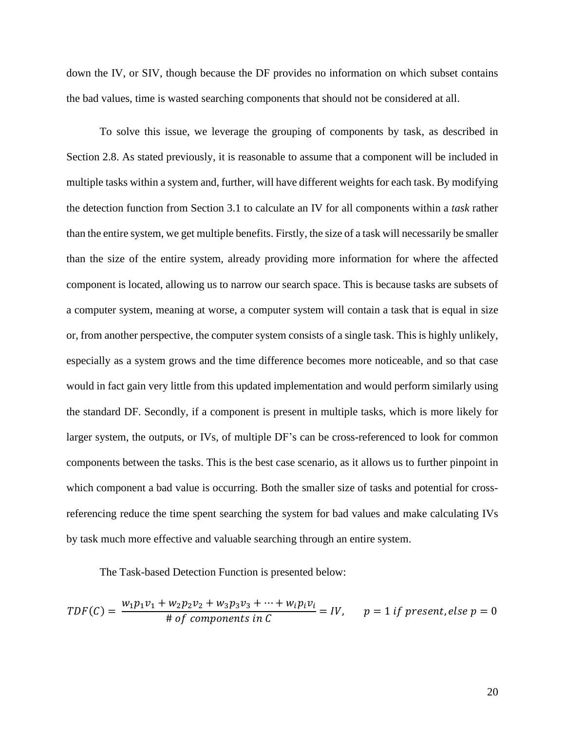down the IV, or SIV, though because the DF provides no information on which subset contains the bad values, time is wasted searching components that should not be considered at all.

To solve this issue, we leverage the grouping of components by task, as described in Section 2.8. As stated previously, it is reasonable to assume that a component will be included in multiple tasks within a system and, further, will have different weights for each task. By modifying the detection function from Section 3.1 to calculate an IV for all components within a *task* rather than the entire system, we get multiple benefits. Firstly, the size of a task will necessarily be smaller than the size of the entire system, already providing more information for where the affected component is located, allowing us to narrow our search space. This is because tasks are subsets of a computer system, meaning at worse, a computer system will contain a task that is equal in size or, from another perspective, the computer system consists of a single task. This is highly unlikely, especially as a system grows and the time difference becomes more noticeable, and so that case would in fact gain very little from this updated implementation and would perform similarly using the standard DF. Secondly, if a component is present in multiple tasks, which is more likely for larger system, the outputs, or IVs, of multiple DF's can be cross-referenced to look for common components between the tasks. This is the best case scenario, as it allows us to further pinpoint in which component a bad value is occurring. Both the smaller size of tasks and potential for cross-referencing reduce the time spent searching the system for bad values and make calculating IVs by task much more effective and valuable searching through an entire system.

The Task-based Detection Function is presented below:

$$TDF(C) = \frac{w_1 p_1 v_1 + w_2 p_2 v_2 + w_3 p_3 v_3 + \cdots + w_i p_i v_i}{\#\ of\ components\ in\ C} = IV, \qquad p = 1\ if\ present, else\ p = 0$$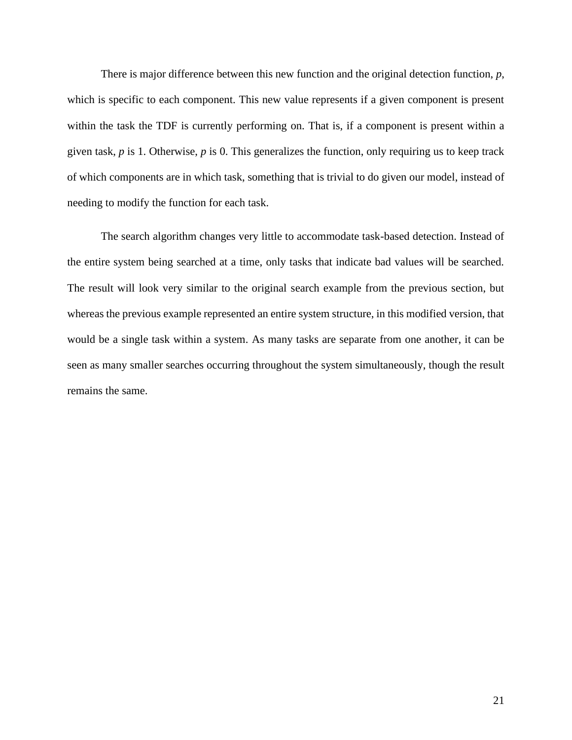There is major difference between this new function and the original detection function, $p$, which is specific to each component. This new value represents if a given component is present within the task the TDF is currently performing on. That is, if a component is present within a given task, $p$ is 1. Otherwise, $p$ is 0. This generalizes the function, only requiring us to keep track of which components are in which task, something that is trivial to do given our model, instead of needing to modify the function for each task.

The search algorithm changes very little to accommodate task-based detection. Instead of the entire system being searched at a time, only tasks that indicate bad values will be searched. The result will look very similar to the original search example from the previous section, but whereas the previous example represented an entire system structure, in this modified version, that would be a single task within a system. As many tasks are separate from one another, it can be seen as many smaller searches occurring throughout the system simultaneously, though the result remains the same.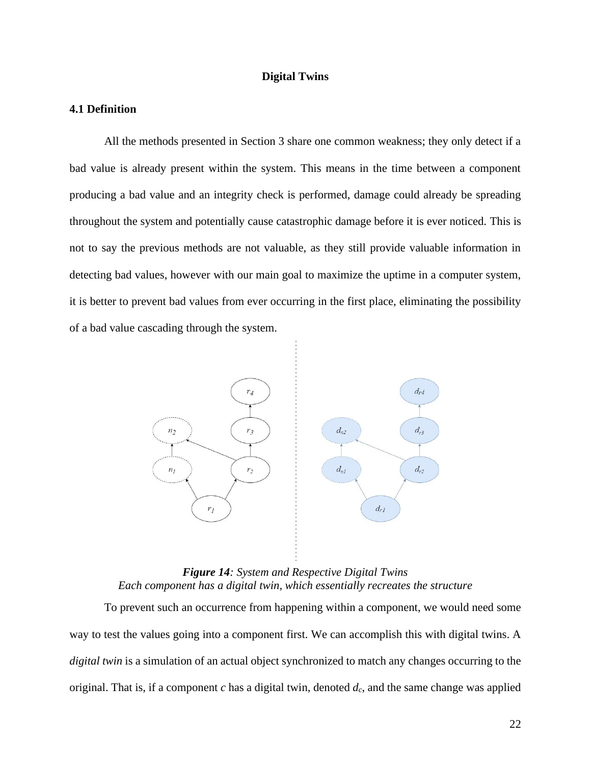## Digital Twins

### 4.1 Definition

All the methods presented in Section 3 share one common weakness; they only detect if a bad value is already present within the system. This means in the time between a component producing a bad value and an integrity check is performed, damage could already be spreading throughout the system and potentially cause catastrophic damage before it is ever noticed. This is not to say the previous methods are not valuable, as they still provide valuable information in detecting bad values, however with our main goal to maximize the uptime in a computer system, it is better to prevent bad values from ever occurring in the first place, eliminating the possibility of a bad value cascading through the system.

$r_4$ $r_3$ $r_2$ $r_1$ $n_2$ $n_1$

$d_{r4}$ $d_{r3}$ $d_{r2}$ $d_{r1}$ $d_{n2}$ $d_{n1}$

***Figure 14****: System and Respective Digital Twins*
*Each component has a digital twin, which essentially recreates the structure*

To prevent such an occurrence from happening within a component, we would need some way to test the values going into a component first. We can accomplish this with digital twins. A *digital twin* is a simulation of an actual object synchronized to match any changes occurring to the original. That is, if a component $c$ has a digital twin, denoted $d_c$, and the same change was applied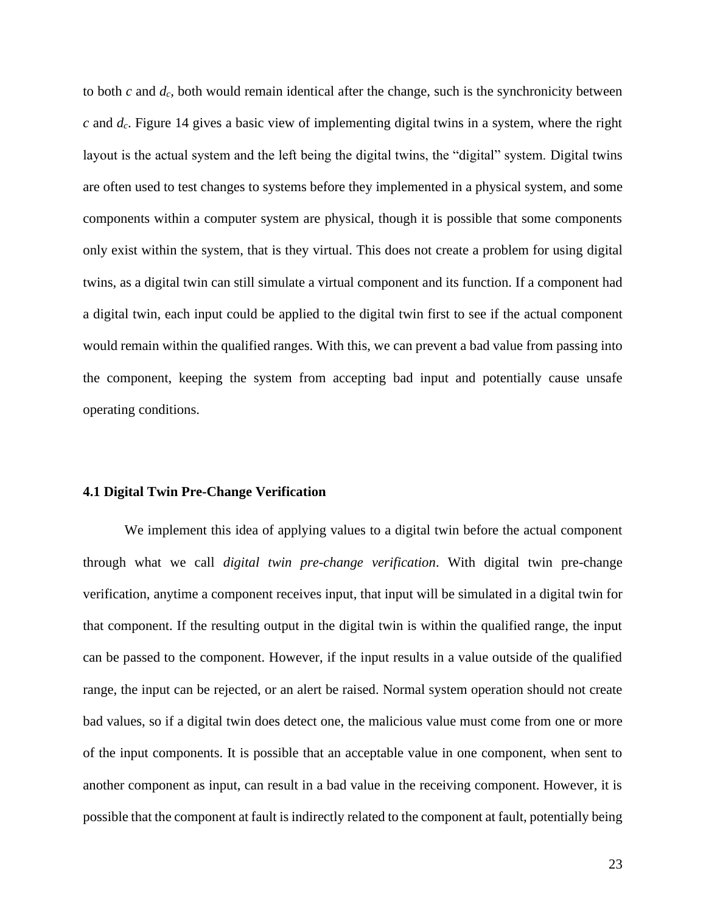to both $c$ and $d_c$, both would remain identical after the change, such is the synchronicity between $c$ and $d_c$. Figure 14 gives a basic view of implementing digital twins in a system, where the right layout is the actual system and the left being the digital twins, the "digital" system. Digital twins are often used to test changes to systems before they implemented in a physical system, and some components within a computer system are physical, though it is possible that some components only exist within the system, that is they virtual. This does not create a problem for using digital twins, as a digital twin can still simulate a virtual component and its function. If a component had a digital twin, each input could be applied to the digital twin first to see if the actual component would remain within the qualified ranges. With this, we can prevent a bad value from passing into the component, keeping the system from accepting bad input and potentially cause unsafe operating conditions.

### 4.1 Digital Twin Pre-Change Verification

We implement this idea of applying values to a digital twin before the actual component through what we call *digital twin pre-change verification*. With digital twin pre-change verification, anytime a component receives input, that input will be simulated in a digital twin for that component. If the resulting output in the digital twin is within the qualified range, the input can be passed to the component. However, if the input results in a value outside of the qualified range, the input can be rejected, or an alert be raised. Normal system operation should not create bad values, so if a digital twin does detect one, the malicious value must come from one or more of the input components. It is possible that an acceptable value in one component, when sent to another component as input, can result in a bad value in the receiving component. However, it is possible that the component at fault is indirectly related to the component at fault, potentially being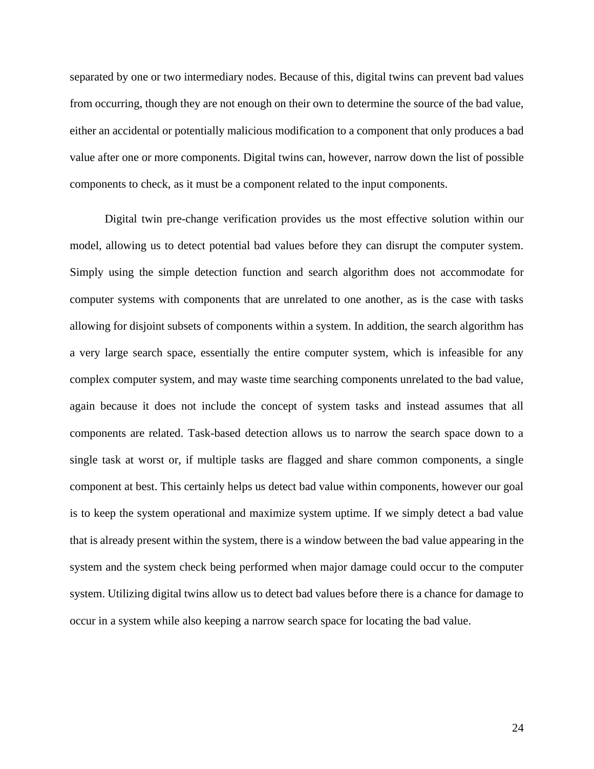separated by one or two intermediary nodes. Because of this, digital twins can prevent bad values from occurring, though they are not enough on their own to determine the source of the bad value, either an accidental or potentially malicious modification to a component that only produces a bad value after one or more components. Digital twins can, however, narrow down the list of possible components to check, as it must be a component related to the input components.

Digital twin pre-change verification provides us the most effective solution within our model, allowing us to detect potential bad values before they can disrupt the computer system. Simply using the simple detection function and search algorithm does not accommodate for computer systems with components that are unrelated to one another, as is the case with tasks allowing for disjoint subsets of components within a system. In addition, the search algorithm has a very large search space, essentially the entire computer system, which is infeasible for any complex computer system, and may waste time searching components unrelated to the bad value, again because it does not include the concept of system tasks and instead assumes that all components are related. Task-based detection allows us to narrow the search space down to a single task at worst or, if multiple tasks are flagged and share common components, a single component at best. This certainly helps us detect bad value within components, however our goal is to keep the system operational and maximize system uptime. If we simply detect a bad value that is already present within the system, there is a window between the bad value appearing in the system and the system check being performed when major damage could occur to the computer system. Utilizing digital twins allow us to detect bad values before there is a chance for damage to occur in a system while also keeping a narrow search space for locating the bad value.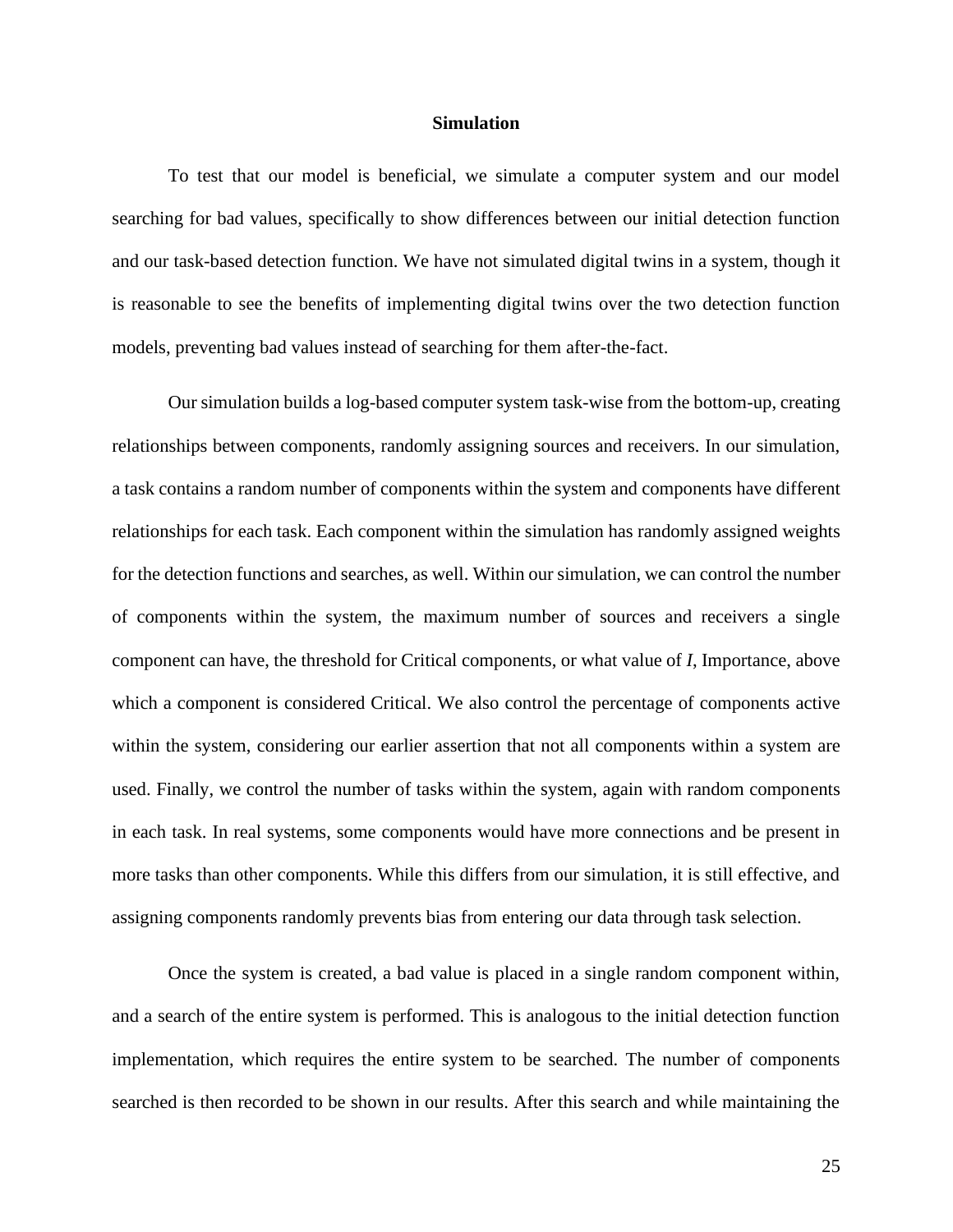## Simulation

To test that our model is beneficial, we simulate a computer system and our model searching for bad values, specifically to show differences between our initial detection function and our task-based detection function. We have not simulated digital twins in a system, though it is reasonable to see the benefits of implementing digital twins over the two detection function models, preventing bad values instead of searching for them after-the-fact.

Our simulation builds a log-based computer system task-wise from the bottom-up, creating relationships between components, randomly assigning sources and receivers. In our simulation, a task contains a random number of components within the system and components have different relationships for each task. Each component within the simulation has randomly assigned weights for the detection functions and searches, as well. Within our simulation, we can control the number of components within the system, the maximum number of sources and receivers a single component can have, the threshold for Critical components, or what value of *I*, Importance, above which a component is considered Critical. We also control the percentage of components active within the system, considering our earlier assertion that not all components within a system are used. Finally, we control the number of tasks within the system, again with random components in each task. In real systems, some components would have more connections and be present in more tasks than other components. While this differs from our simulation, it is still effective, and assigning components randomly prevents bias from entering our data through task selection.

Once the system is created, a bad value is placed in a single random component within, and a search of the entire system is performed. This is analogous to the initial detection function implementation, which requires the entire system to be searched. The number of components searched is then recorded to be shown in our results. After this search and while maintaining the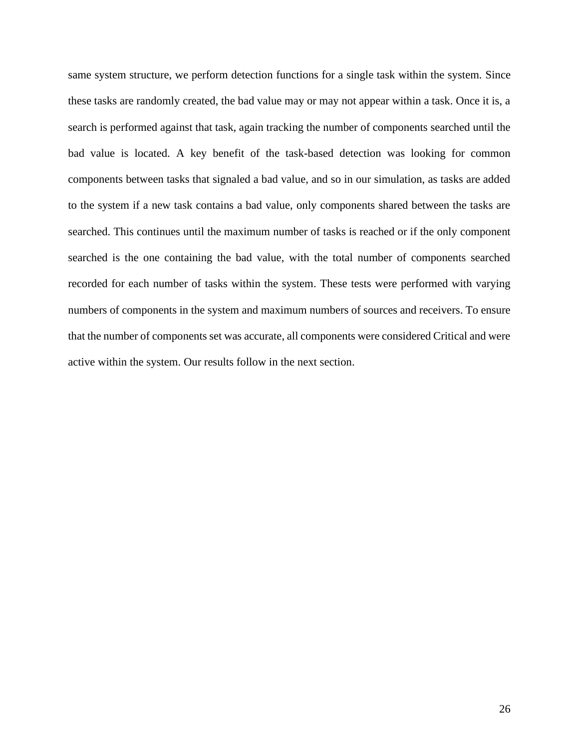same system structure, we perform detection functions for a single task within the system. Since these tasks are randomly created, the bad value may or may not appear within a task. Once it is, a search is performed against that task, again tracking the number of components searched until the bad value is located. A key benefit of the task-based detection was looking for common components between tasks that signaled a bad value, and so in our simulation, as tasks are added to the system if a new task contains a bad value, only components shared between the tasks are searched. This continues until the maximum number of tasks is reached or if the only component searched is the one containing the bad value, with the total number of components searched recorded for each number of tasks within the system. These tests were performed with varying numbers of components in the system and maximum numbers of sources and receivers. To ensure that the number of components set was accurate, all components were considered Critical and were active within the system. Our results follow in the next section.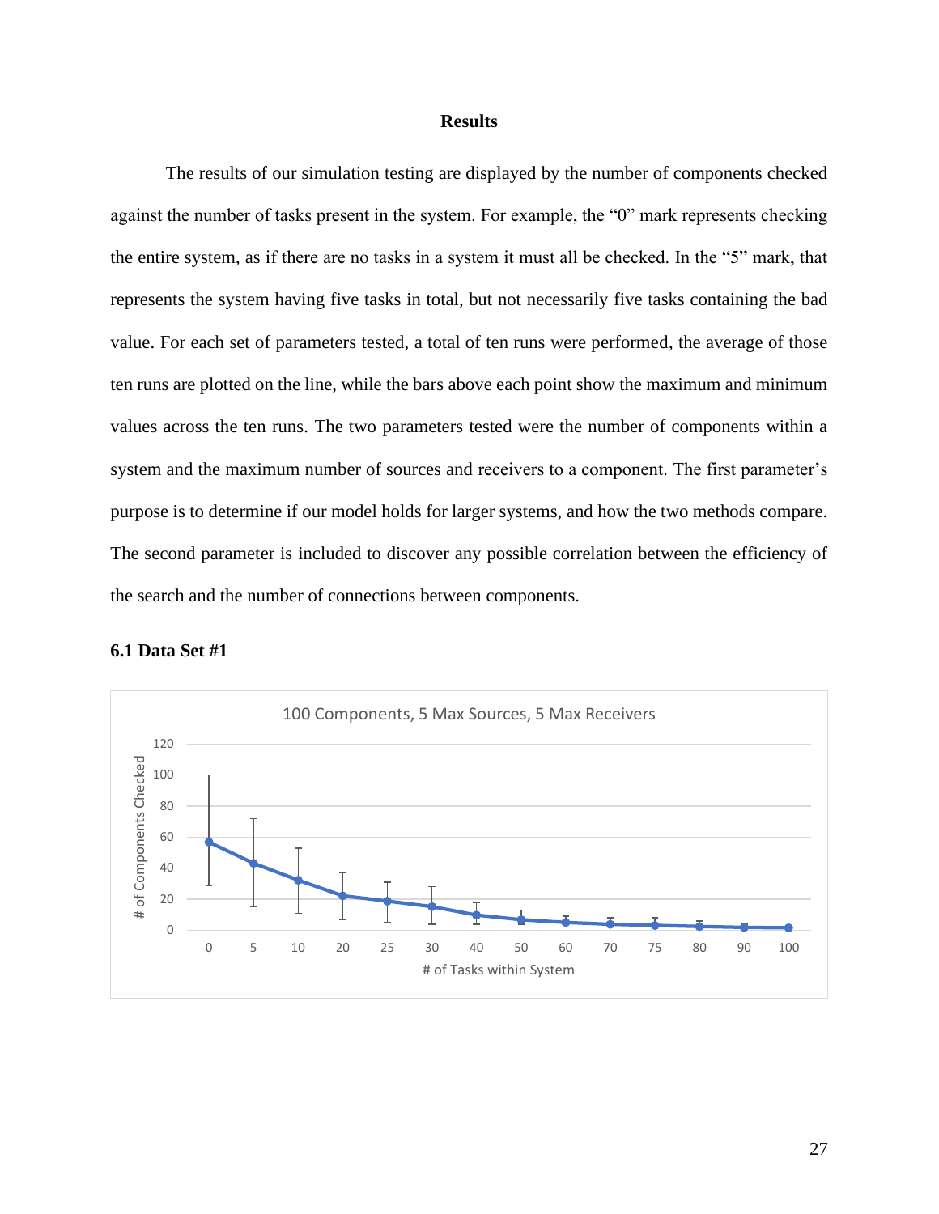# Results

The results of our simulation testing are displayed by the number of components checked against the number of tasks present in the system. For example, the "0" mark represents checking the entire system, as if there are no tasks in a system it must all be checked. In the "5" mark, that represents the system having five tasks in total, but not necessarily five tasks containing the bad value. For each set of parameters tested, a total of ten runs were performed, the average of those ten runs are plotted on the line, while the bars above each point show the maximum and minimum values across the ten runs. The two parameters tested were the number of components within a system and the maximum number of sources and receivers to a component. The first parameter's purpose is to determine if our model holds for larger systems, and how the two methods compare. The second parameter is included to discover any possible correlation between the efficiency of the search and the number of connections between components.

## 6.1 Data Set #1

100 Components, 5 Max Sources, 5 Max Receivers

\# of Components Checked

120
100
80
60
40
20
0

0 5 10 20 25 30 40 50 60 70 75 80 90 100

\# of Tasks within System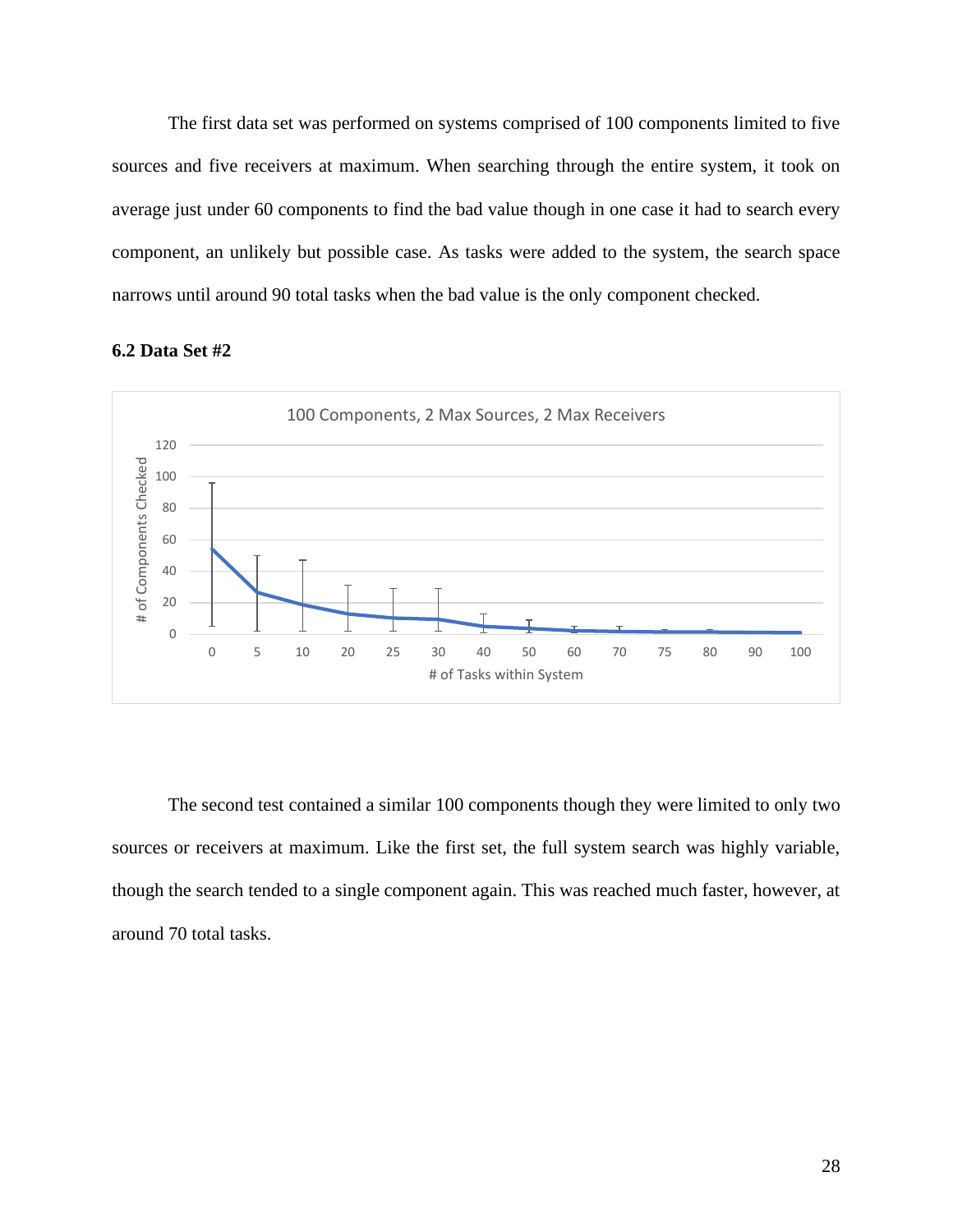The first data set was performed on systems comprised of 100 components limited to five sources and five receivers at maximum. When searching through the entire system, it took on average just under 60 components to find the bad value though in one case it had to search every component, an unlikely but possible case. As tasks were added to the system, the search space narrows until around 90 total tasks when the bad value is the only component checked.

**6.2 Data Set #2**

100 Components, 2 Max Sources, 2 Max Receivers

# of Components Checked

120
100
80
60
40
20
0

0 5 10 20 25 30 40 50 60 70 75 80 90 100

# of Tasks within System

The second test contained a similar 100 components though they were limited to only two sources or receivers at maximum. Like the first set, the full system search was highly variable, though the search tended to a single component again. This was reached much faster, however, at around 70 total tasks.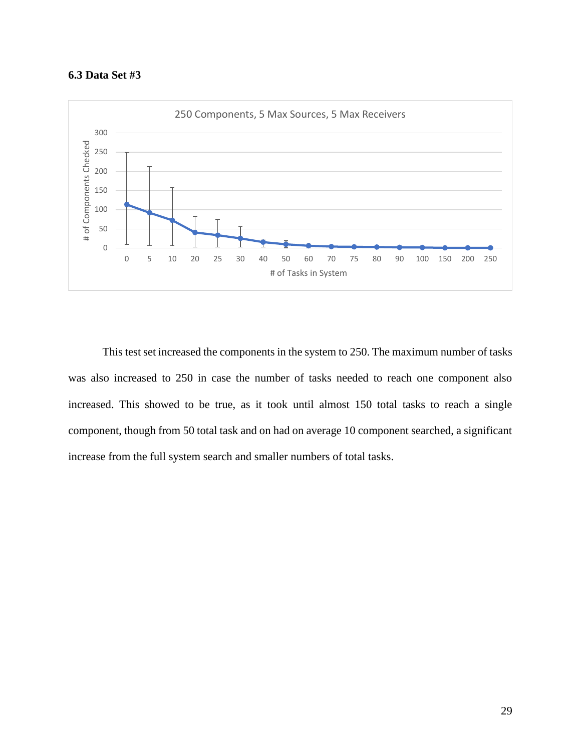### 6.3 Data Set #3

250 Components, 5 Max Sources, 5 Max Receivers

# of Components Checked

300
250
200
150
100
50
0

0 5 10 20 25 30 40 50 60 70 75 80 90 100 150 200 250

# of Tasks in System

This test set increased the components in the system to 250. The maximum number of tasks was also increased to 250 in case the number of tasks needed to reach one component also increased. This showed to be true, as it took until almost 150 total tasks to reach a single component, though from 50 total task and on had on average 10 component searched, a significant increase from the full system search and smaller numbers of total tasks.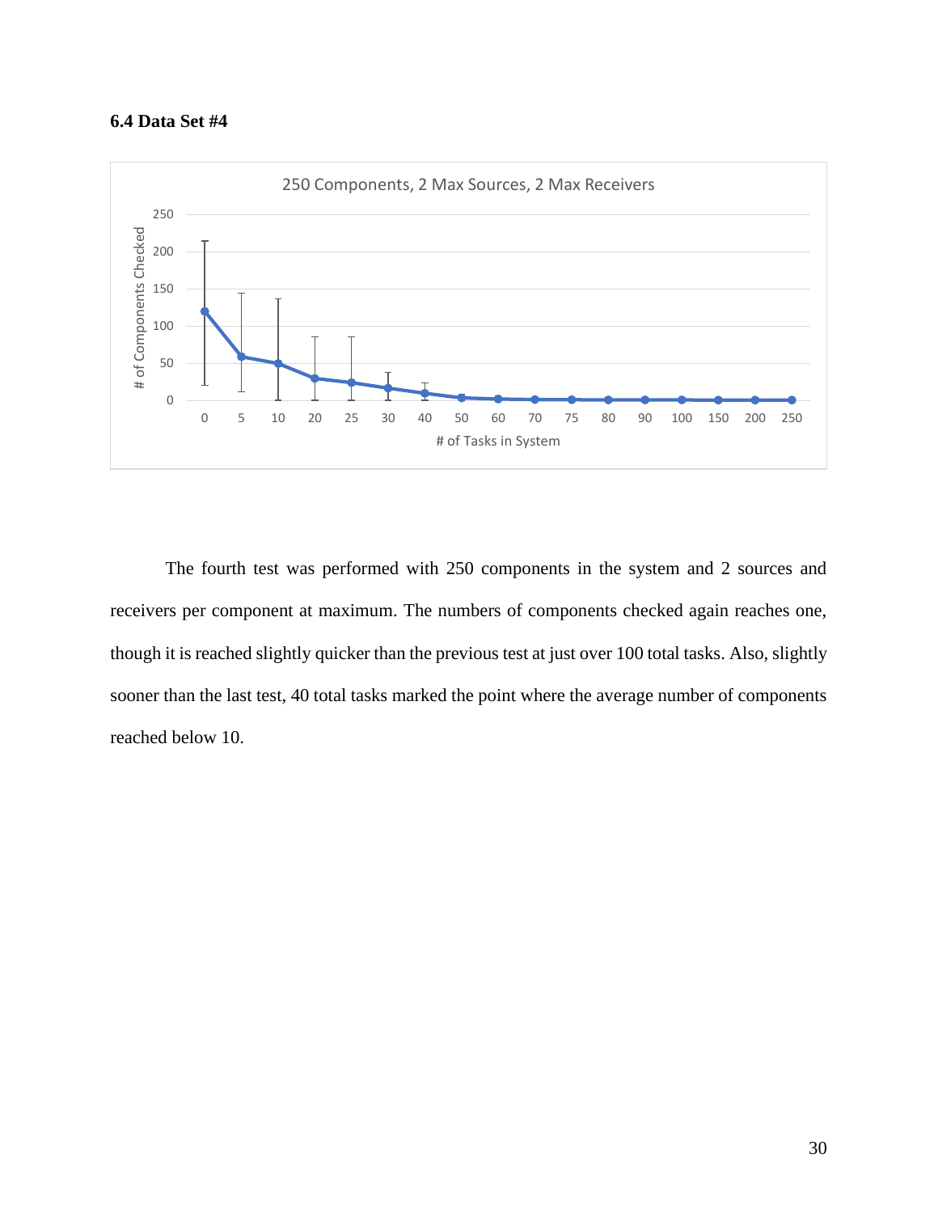### 6.4 Data Set #4

The fourth test was performed with 250 components in the system and 2 sources and receivers per component at maximum. The numbers of components checked again reaches one, though it is reached slightly quicker than the previous test at just over 100 total tasks. Also, slightly sooner than the last test, 40 total tasks marked the point where the average number of components reached below 10.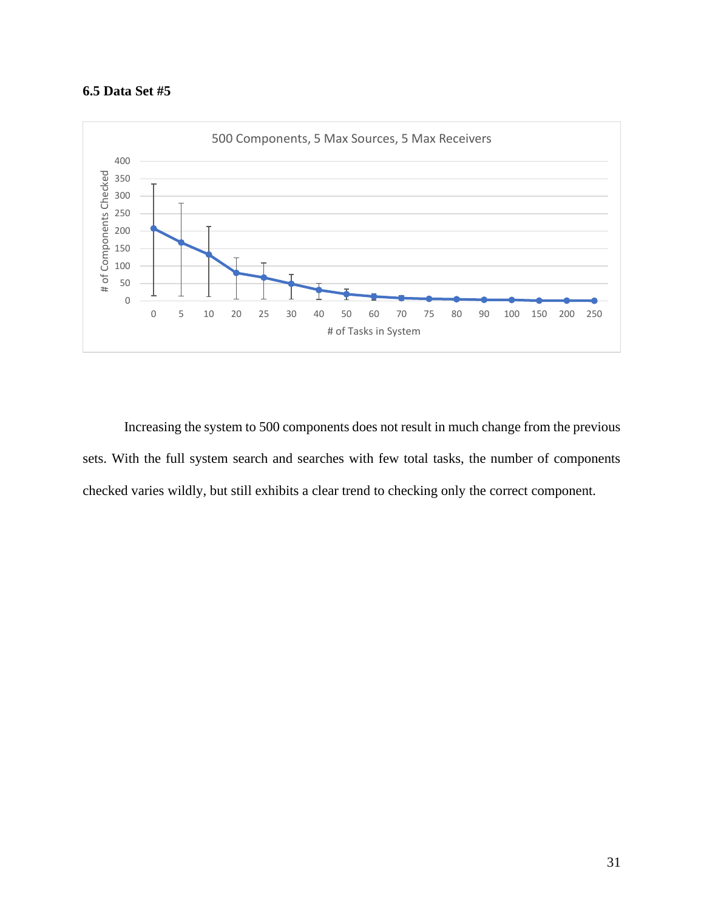### 6.5 Data Set #5

500 Components, 5 Max Sources, 5 Max Receivers

400
350
300
250
200
150
100
50
0

# of Components Checked

0 5 10 20 25 30 40 50 60 70 75 80 90 100 150 200 250

# of Tasks in System

Increasing the system to 500 components does not result in much change from the previous sets. With the full system search and searches with few total tasks, the number of components checked varies wildly, but still exhibits a clear trend to checking only the correct component.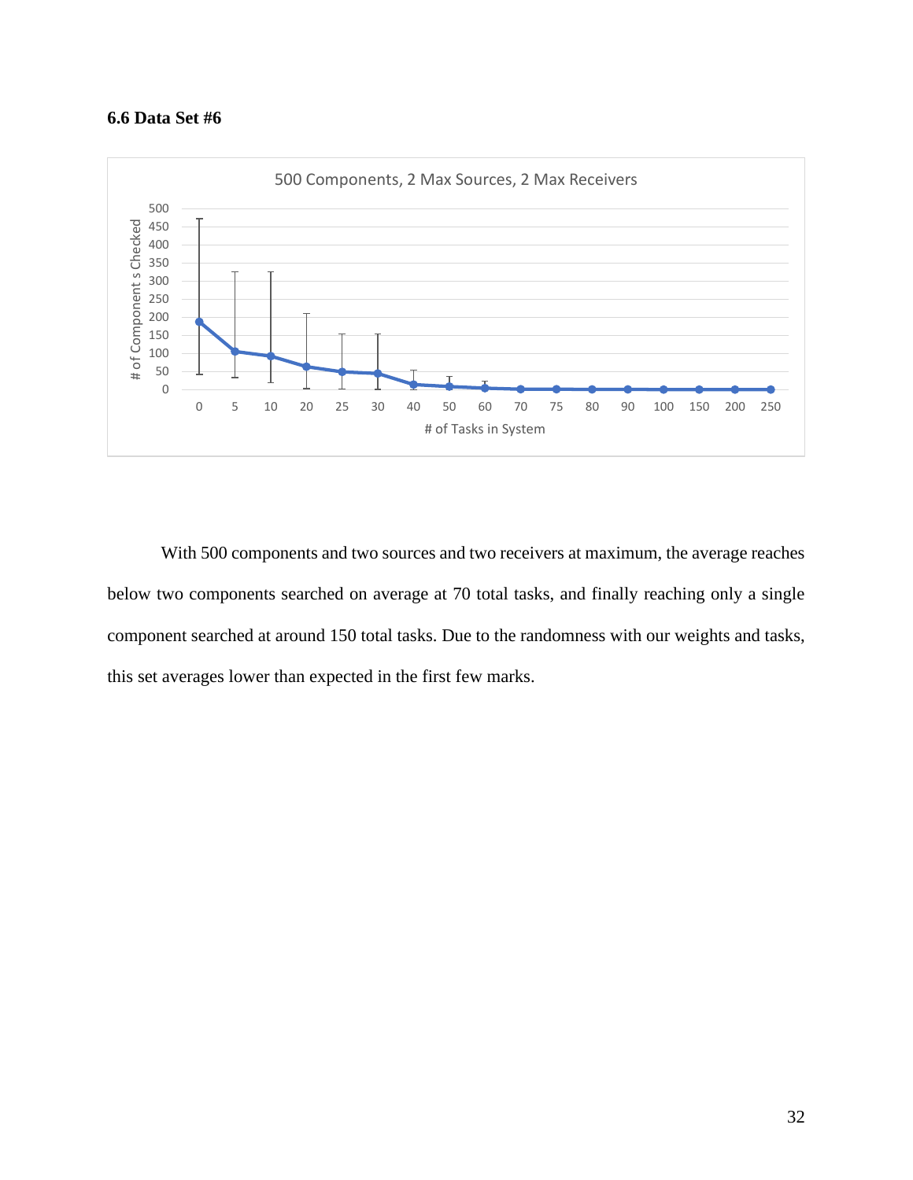### 6.6 Data Set #6

500 Components, 2 Max Sources, 2 Max Receivers

# of Component s Checked

500
450
400
350
300
250
200
150
100
50
0

0 5 10 20 25 30 40 50 60 70 75 80 90 100 150 200 250

# of Tasks in System

With 500 components and two sources and two receivers at maximum, the average reaches below two components searched on average at 70 total tasks, and finally reaching only a single component searched at around 150 total tasks. Due to the randomness with our weights and tasks, this set averages lower than expected in the first few marks.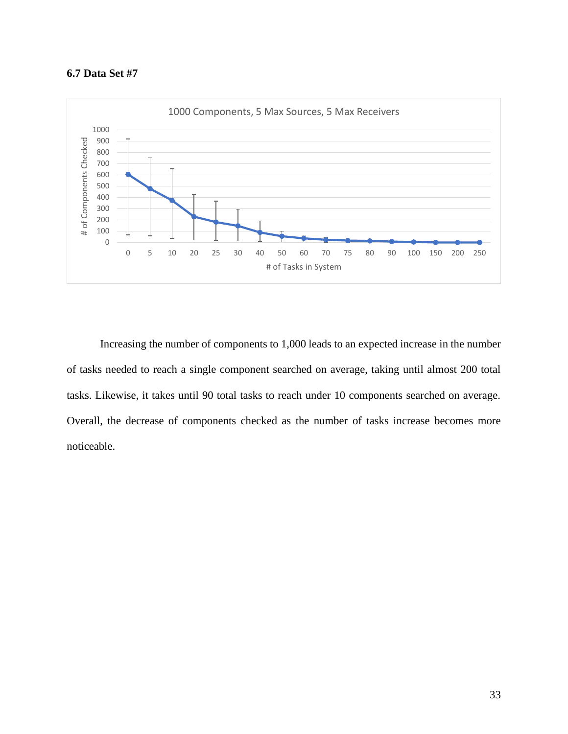### 6.7 Data Set #7

1000 Components, 5 Max Sources, 5 Max Receivers

# of Components Checked

1000
900
800
700
600
500
400
300
200
100
0

0 5 10 20 25 30 40 50 60 70 75 80 90 100 150 200 250

# of Tasks in System

Increasing the number of components to 1,000 leads to an expected increase in the number of tasks needed to reach a single component searched on average, taking until almost 200 total tasks. Likewise, it takes until 90 total tasks to reach under 10 components searched on average. Overall, the decrease of components checked as the number of tasks increase becomes more noticeable.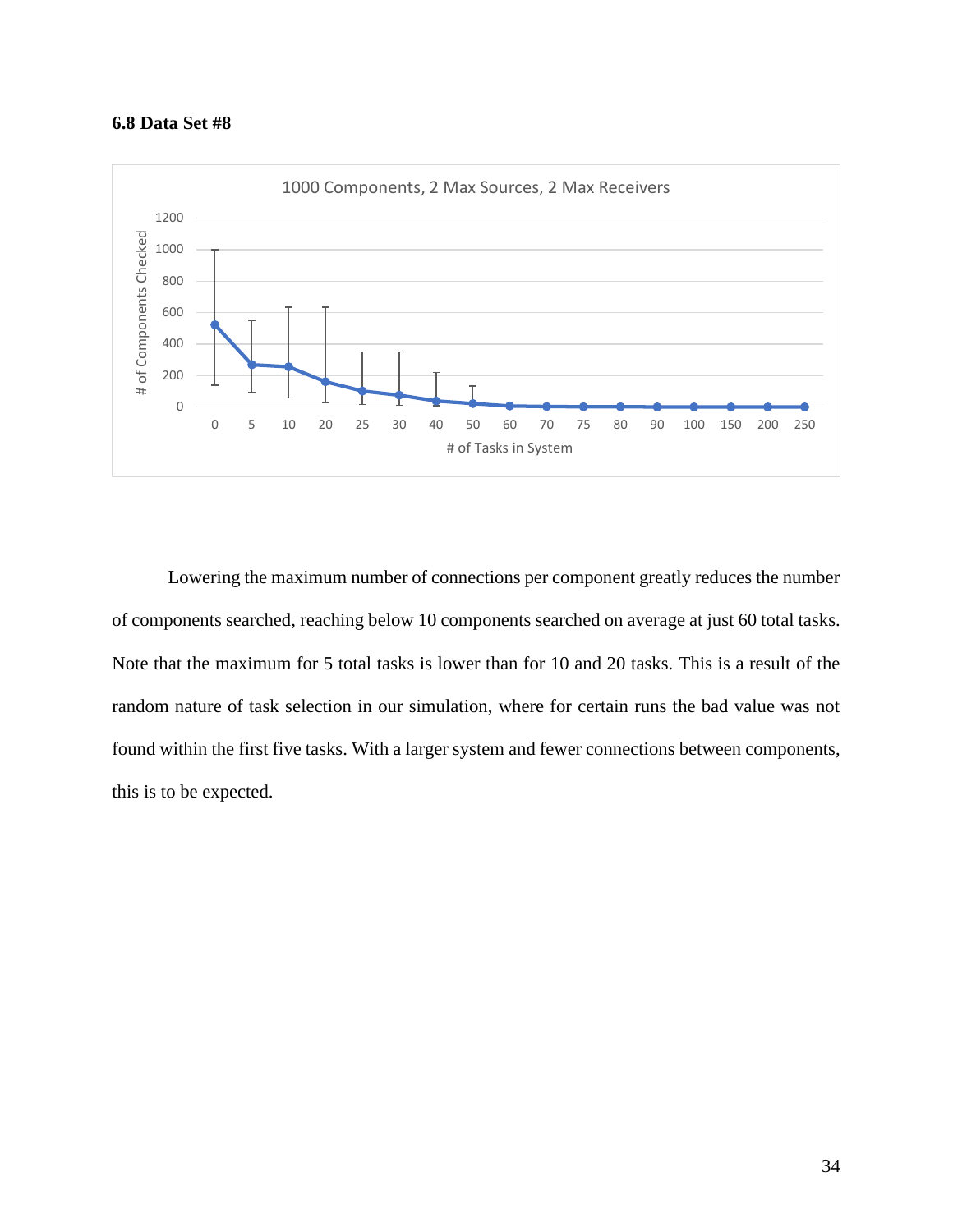### 6.8 Data Set #8

1000 Components, 2 Max Sources, 2 Max Receivers

1200
1000
800
600
400
200
0

# of Components Checked

0 5 10 20 25 30 40 50 60 70 75 80 90 100 150 200 250

# of Tasks in System

Lowering the maximum number of connections per component greatly reduces the number of components searched, reaching below 10 components searched on average at just 60 total tasks. Note that the maximum for 5 total tasks is lower than for 10 and 20 tasks. This is a result of the random nature of task selection in our simulation, where for certain runs the bad value was not found within the first five tasks. With a larger system and fewer connections between components, this is to be expected.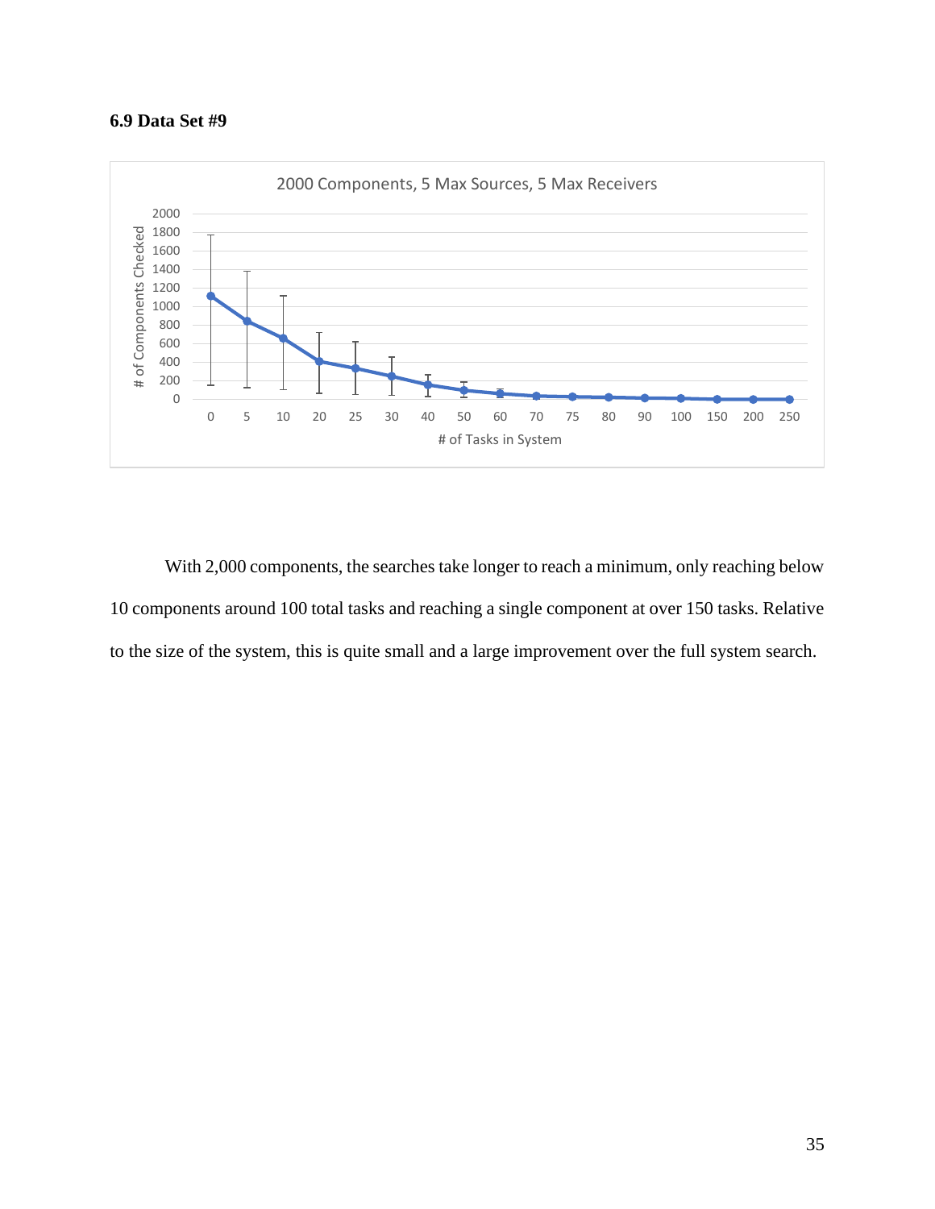### 6.9 Data Set #9

2000 Components, 5 Max Sources, 5 Max Receivers

# of Components Checked

2000
1800
1600
1400
1200
1000
800
600
400
200
0

0 5 10 20 25 30 40 50 60 70 75 80 90 100 150 200 250

# of Tasks in System

With 2,000 components, the searches take longer to reach a minimum, only reaching below 10 components around 100 total tasks and reaching a single component at over 150 tasks. Relative to the size of the system, this is quite small and a large improvement over the full system search.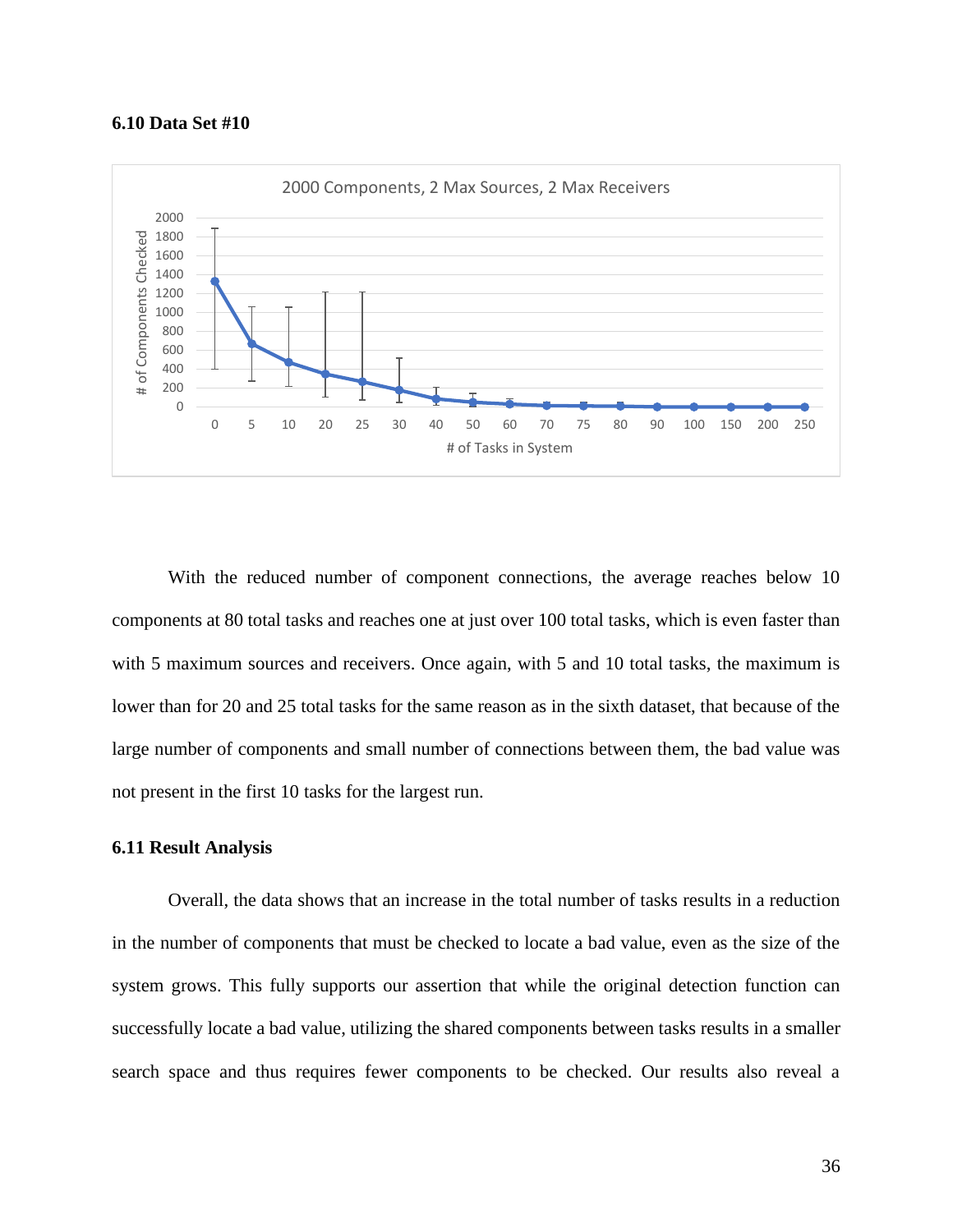### 6.10 Data Set #10

With the reduced number of component connections, the average reaches below 10 components at 80 total tasks and reaches one at just over 100 total tasks, which is even faster than with 5 maximum sources and receivers. Once again, with 5 and 10 total tasks, the maximum is lower than for 20 and 25 total tasks for the same reason as in the sixth dataset, that because of the large number of components and small number of connections between them, the bad value was not present in the first 10 tasks for the largest run.

### 6.11 Result Analysis

Overall, the data shows that an increase in the total number of tasks results in a reduction in the number of components that must be checked to locate a bad value, even as the size of the system grows. This fully supports our assertion that while the original detection function can successfully locate a bad value, utilizing the shared components between tasks results in a smaller search space and thus requires fewer components to be checked. Our results also reveal a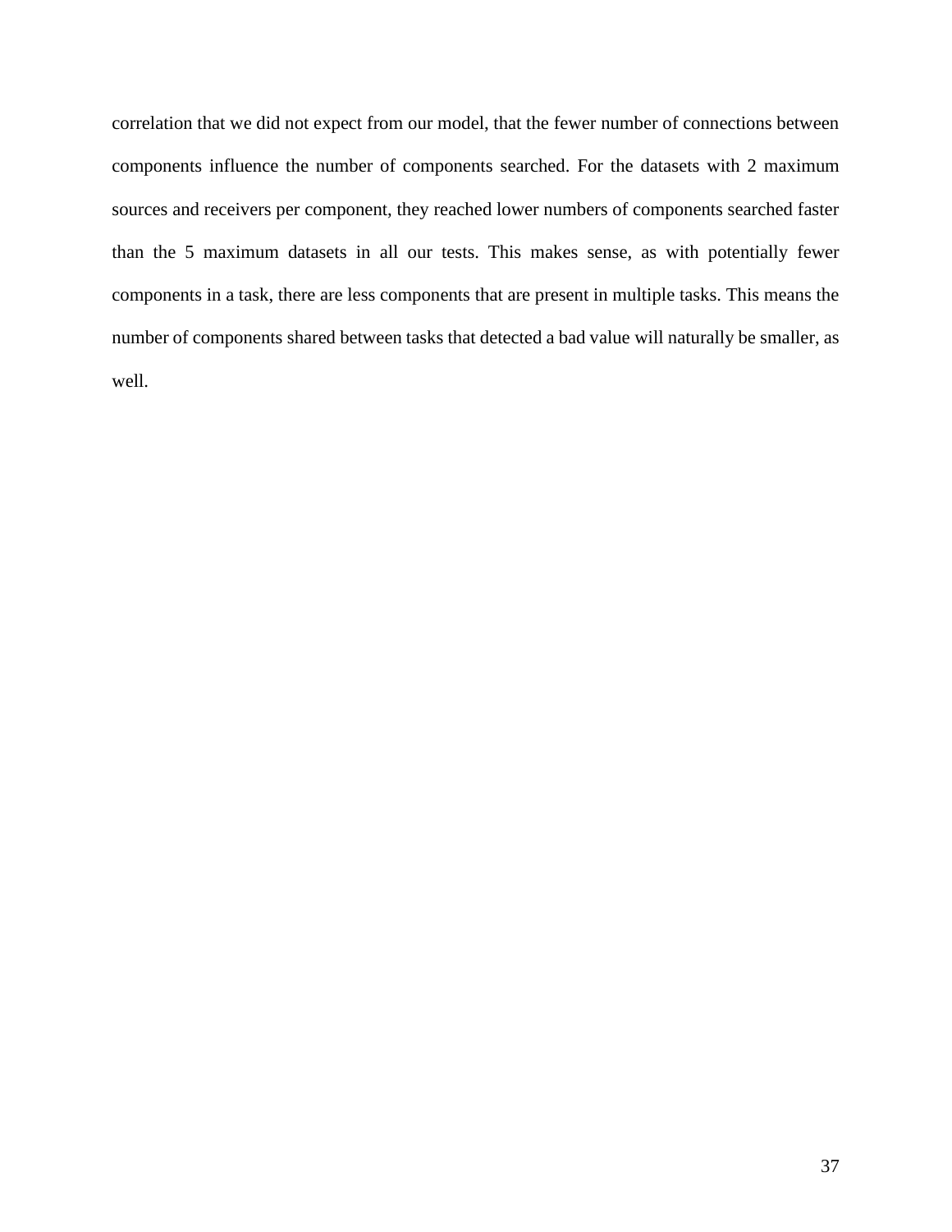correlation that we did not expect from our model, that the fewer number of connections between components influence the number of components searched. For the datasets with 2 maximum sources and receivers per component, they reached lower numbers of components searched faster than the 5 maximum datasets in all our tests. This makes sense, as with potentially fewer components in a task, there are less components that are present in multiple tasks. This means the number of components shared between tasks that detected a bad value will naturally be smaller, as well.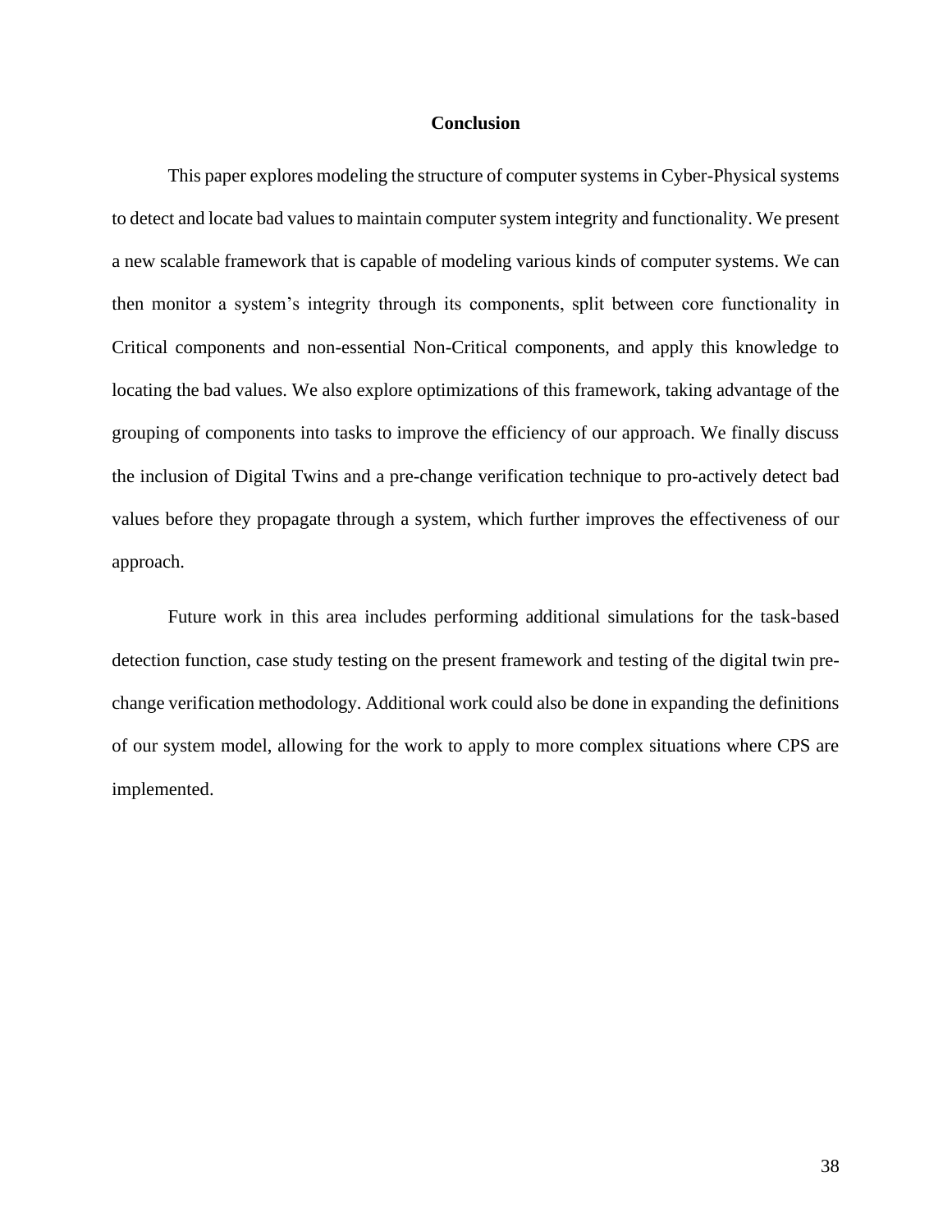# Conclusion

This paper explores modeling the structure of computer systems in Cyber-Physical systems to detect and locate bad values to maintain computer system integrity and functionality. We present a new scalable framework that is capable of modeling various kinds of computer systems. We can then monitor a system's integrity through its components, split between core functionality in Critical components and non-essential Non-Critical components, and apply this knowledge to locating the bad values. We also explore optimizations of this framework, taking advantage of the grouping of components into tasks to improve the efficiency of our approach. We finally discuss the inclusion of Digital Twins and a pre-change verification technique to pro-actively detect bad values before they propagate through a system, which further improves the effectiveness of our approach.

Future work in this area includes performing additional simulations for the task-based detection function, case study testing on the present framework and testing of the digital twin pre-change verification methodology. Additional work could also be done in expanding the definitions of our system model, allowing for the work to apply to more complex situations where CPS are implemented.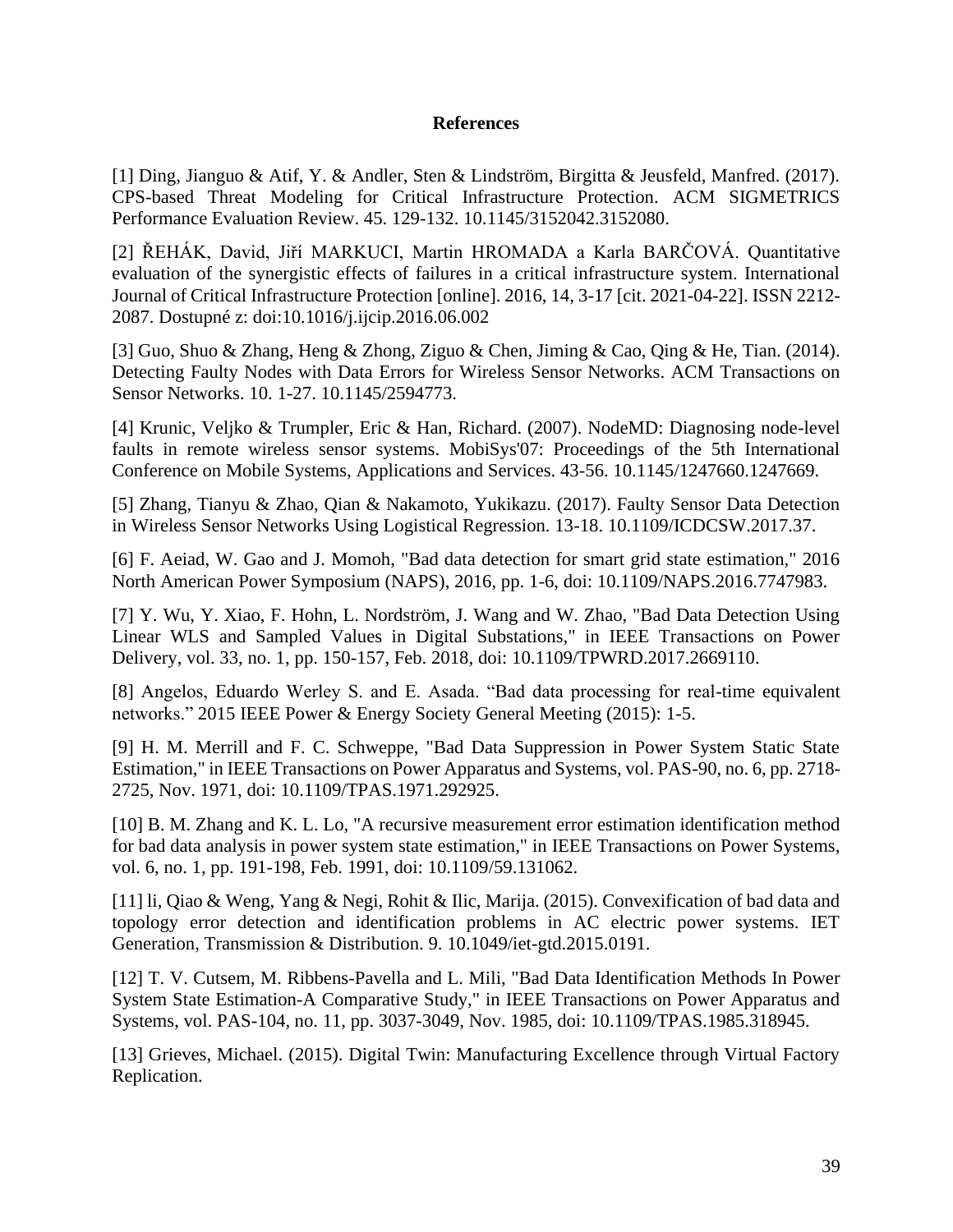# References

[1] Ding, Jianguo & Atif, Y. & Andler, Sten & Lindström, Birgitta & Jeusfeld, Manfred. (2017). CPS-based Threat Modeling for Critical Infrastructure Protection. ACM SIGMETRICS Performance Evaluation Review. 45. 129-132. 10.1145/3152042.3152080.

[2] ŘEHÁK, David, Jiří MARKUCI, Martin HROMADA a Karla BARČOVÁ. Quantitative evaluation of the synergistic effects of failures in a critical infrastructure system. International Journal of Critical Infrastructure Protection [online]. 2016, 14, 3-17 [cit. 2021-04-22]. ISSN 2212-2087. Dostupné z: doi:10.1016/j.ijcip.2016.06.002

[3] Guo, Shuo & Zhang, Heng & Zhong, Ziguo & Chen, Jiming & Cao, Qing & He, Tian. (2014). Detecting Faulty Nodes with Data Errors for Wireless Sensor Networks. ACM Transactions on Sensor Networks. 10. 1-27. 10.1145/2594773.

[4] Krunic, Veljko & Trumpler, Eric & Han, Richard. (2007). NodeMD: Diagnosing node-level faults in remote wireless sensor systems. MobiSys'07: Proceedings of the 5th International Conference on Mobile Systems, Applications and Services. 43-56. 10.1145/1247660.1247669.

[5] Zhang, Tianyu & Zhao, Qian & Nakamoto, Yukikazu. (2017). Faulty Sensor Data Detection in Wireless Sensor Networks Using Logistical Regression. 13-18. 10.1109/ICDCSW.2017.37.

[6] F. Aeiad, W. Gao and J. Momoh, "Bad data detection for smart grid state estimation," 2016 North American Power Symposium (NAPS), 2016, pp. 1-6, doi: 10.1109/NAPS.2016.7747983.

[7] Y. Wu, Y. Xiao, F. Hohn, L. Nordström, J. Wang and W. Zhao, "Bad Data Detection Using Linear WLS and Sampled Values in Digital Substations," in IEEE Transactions on Power Delivery, vol. 33, no. 1, pp. 150-157, Feb. 2018, doi: 10.1109/TPWRD.2017.2669110.

[8] Angelos, Eduardo Werley S. and E. Asada. "Bad data processing for real-time equivalent networks." 2015 IEEE Power & Energy Society General Meeting (2015): 1-5.

[9] H. M. Merrill and F. C. Schweppe, "Bad Data Suppression in Power System Static State Estimation," in IEEE Transactions on Power Apparatus and Systems, vol. PAS-90, no. 6, pp. 2718-2725, Nov. 1971, doi: 10.1109/TPAS.1971.292925.

[10] B. M. Zhang and K. L. Lo, "A recursive measurement error estimation identification method for bad data analysis in power system state estimation," in IEEE Transactions on Power Systems, vol. 6, no. 1, pp. 191-198, Feb. 1991, doi: 10.1109/59.131062.

[11] li, Qiao & Weng, Yang & Negi, Rohit & Ilic, Marija. (2015). Convexification of bad data and topology error detection and identification problems in AC electric power systems. IET Generation, Transmission & Distribution. 9. 10.1049/iet-gtd.2015.0191.

[12] T. V. Cutsem, M. Ribbens-Pavella and L. Mili, "Bad Data Identification Methods In Power System State Estimation-A Comparative Study," in IEEE Transactions on Power Apparatus and Systems, vol. PAS-104, no. 11, pp. 3037-3049, Nov. 1985, doi: 10.1109/TPAS.1985.318945.

[13] Grieves, Michael. (2015). Digital Twin: Manufacturing Excellence through Virtual Factory Replication.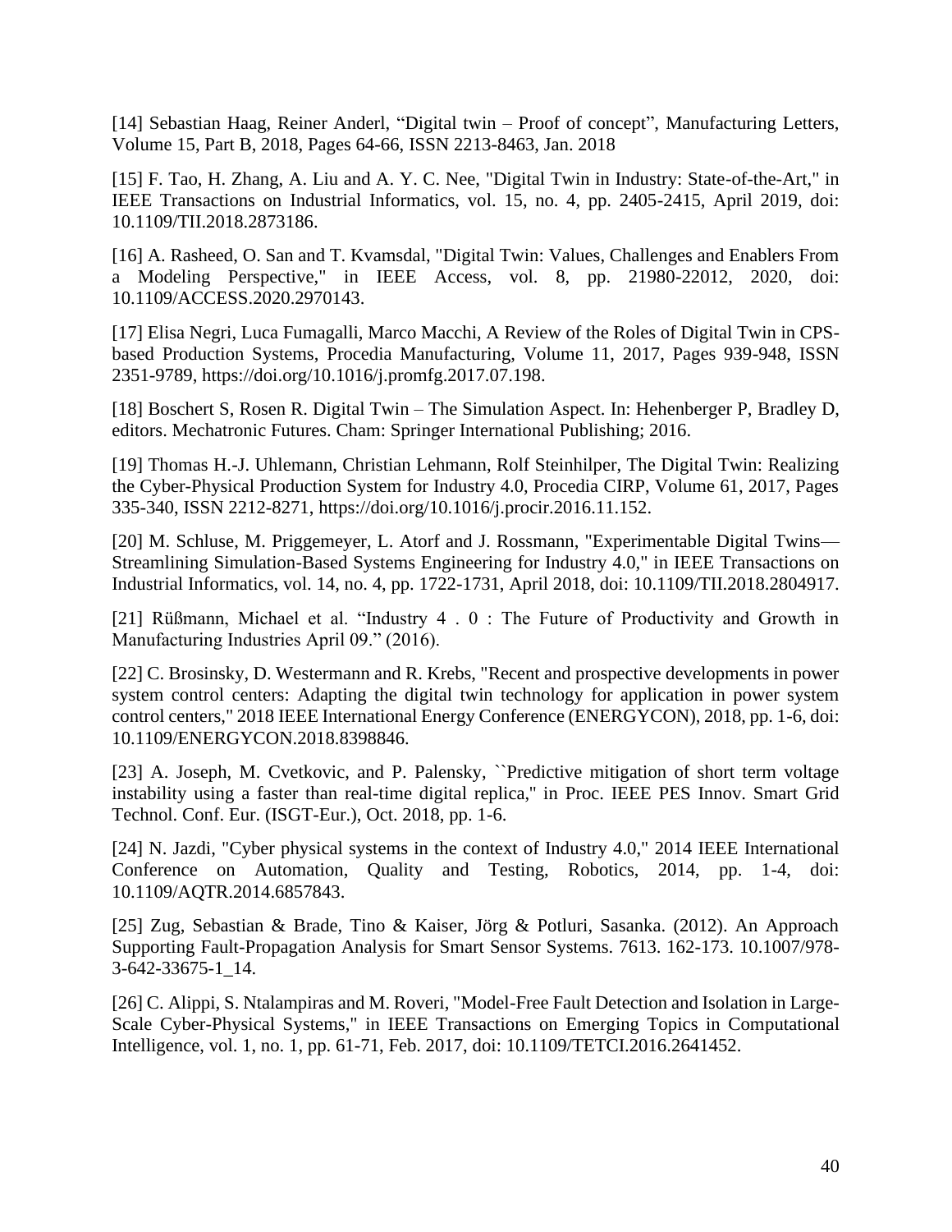[14] Sebastian Haag, Reiner Anderl, “Digital twin – Proof of concept”, Manufacturing Letters, Volume 15, Part B, 2018, Pages 64-66, ISSN 2213-8463, Jan. 2018

[15] F. Tao, H. Zhang, A. Liu and A. Y. C. Nee, "Digital Twin in Industry: State-of-the-Art," in IEEE Transactions on Industrial Informatics, vol. 15, no. 4, pp. 2405-2415, April 2019, doi: 10.1109/TII.2018.2873186.

[16] A. Rasheed, O. San and T. Kvamsdal, "Digital Twin: Values, Challenges and Enablers From a Modeling Perspective," in IEEE Access, vol. 8, pp. 21980-22012, 2020, doi: 10.1109/ACCESS.2020.2970143.

[17] Elisa Negri, Luca Fumagalli, Marco Macchi, A Review of the Roles of Digital Twin in CPS-based Production Systems, Procedia Manufacturing, Volume 11, 2017, Pages 939-948, ISSN 2351-9789, https://doi.org/10.1016/j.promfg.2017.07.198.

[18] Boschert S, Rosen R. Digital Twin – The Simulation Aspect. In: Hehenberger P, Bradley D, editors. Mechatronic Futures. Cham: Springer International Publishing; 2016.

[19] Thomas H.-J. Uhlemann, Christian Lehmann, Rolf Steinhilper, The Digital Twin: Realizing the Cyber-Physical Production System for Industry 4.0, Procedia CIRP, Volume 61, 2017, Pages 335-340, ISSN 2212-8271, https://doi.org/10.1016/j.procir.2016.11.152.

[20] M. Schluse, M. Priggemeyer, L. Atorf and J. Rossmann, "Experimentable Digital Twins—Streamlining Simulation-Based Systems Engineering for Industry 4.0," in IEEE Transactions on Industrial Informatics, vol. 14, no. 4, pp. 1722-1731, April 2018, doi: 10.1109/TII.2018.2804917.

[21] Rüßmann, Michael et al. “Industry 4 . 0 : The Future of Productivity and Growth in Manufacturing Industries April 09.” (2016).

[22] C. Brosinsky, D. Westermann and R. Krebs, "Recent and prospective developments in power system control centers: Adapting the digital twin technology for application in power system control centers," 2018 IEEE International Energy Conference (ENERGYCON), 2018, pp. 1-6, doi: 10.1109/ENERGYCON.2018.8398846.

[23] A. Joseph, M. Cvetkovic, and P. Palensky, ``Predictive mitigation of short term voltage instability using a faster than real-time digital replica,'' in Proc. IEEE PES Innov. Smart Grid Technol. Conf. Eur. (ISGT-Eur.), Oct. 2018, pp. 1-6.

[24] N. Jazdi, "Cyber physical systems in the context of Industry 4.0," 2014 IEEE International Conference on Automation, Quality and Testing, Robotics, 2014, pp. 1-4, doi: 10.1109/AQTR.2014.6857843.

[25] Zug, Sebastian & Brade, Tino & Kaiser, Jörg & Potluri, Sasanka. (2012). An Approach Supporting Fault-Propagation Analysis for Smart Sensor Systems. 7613. 162-173. 10.1007/978-3-642-33675-1_14.

[26] C. Alippi, S. Ntalampiras and M. Roveri, "Model-Free Fault Detection and Isolation in Large-Scale Cyber-Physical Systems," in IEEE Transactions on Emerging Topics in Computational Intelligence, vol. 1, no. 1, pp. 61-71, Feb. 2017, doi: 10.1109/TETCI.2016.2641452.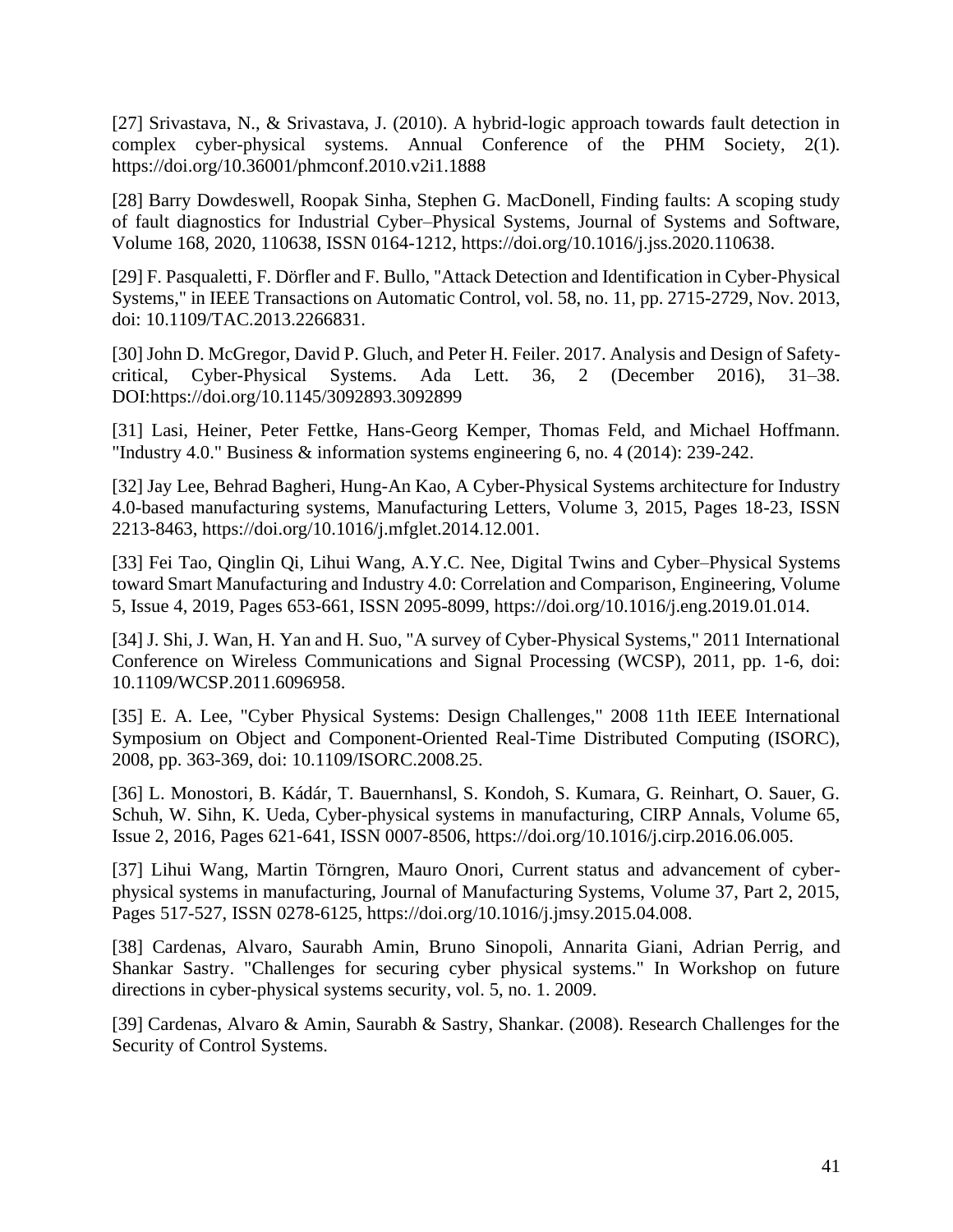[27] Srivastava, N., & Srivastava, J. (2010). A hybrid-logic approach towards fault detection in complex cyber-physical systems. Annual Conference of the PHM Society, 2(1). https://doi.org/10.36001/phmconf.2010.v2i1.1888

[28] Barry Dowdeswell, Roopak Sinha, Stephen G. MacDonell, Finding faults: A scoping study of fault diagnostics for Industrial Cyber–Physical Systems, Journal of Systems and Software, Volume 168, 2020, 110638, ISSN 0164-1212, https://doi.org/10.1016/j.jss.2020.110638.

[29] F. Pasqualetti, F. Dörfler and F. Bullo, "Attack Detection and Identification in Cyber-Physical Systems," in IEEE Transactions on Automatic Control, vol. 58, no. 11, pp. 2715-2729, Nov. 2013, doi: 10.1109/TAC.2013.2266831.

[30] John D. McGregor, David P. Gluch, and Peter H. Feiler. 2017. Analysis and Design of Safety-critical, Cyber-Physical Systems. Ada Lett. 36, 2 (December 2016), 31–38. DOI:https://doi.org/10.1145/3092893.3092899

[31] Lasi, Heiner, Peter Fettke, Hans-Georg Kemper, Thomas Feld, and Michael Hoffmann. "Industry 4.0." Business & information systems engineering 6, no. 4 (2014): 239-242.

[32] Jay Lee, Behrad Bagheri, Hung-An Kao, A Cyber-Physical Systems architecture for Industry 4.0-based manufacturing systems, Manufacturing Letters, Volume 3, 2015, Pages 18-23, ISSN 2213-8463, https://doi.org/10.1016/j.mfglet.2014.12.001.

[33] Fei Tao, Qinglin Qi, Lihui Wang, A.Y.C. Nee, Digital Twins and Cyber–Physical Systems toward Smart Manufacturing and Industry 4.0: Correlation and Comparison, Engineering, Volume 5, Issue 4, 2019, Pages 653-661, ISSN 2095-8099, https://doi.org/10.1016/j.eng.2019.01.014.

[34] J. Shi, J. Wan, H. Yan and H. Suo, "A survey of Cyber-Physical Systems," 2011 International Conference on Wireless Communications and Signal Processing (WCSP), 2011, pp. 1-6, doi: 10.1109/WCSP.2011.6096958.

[35] E. A. Lee, "Cyber Physical Systems: Design Challenges," 2008 11th IEEE International Symposium on Object and Component-Oriented Real-Time Distributed Computing (ISORC), 2008, pp. 363-369, doi: 10.1109/ISORC.2008.25.

[36] L. Monostori, B. Kádár, T. Bauernhansl, S. Kondoh, S. Kumara, G. Reinhart, O. Sauer, G. Schuh, W. Sihn, K. Ueda, Cyber-physical systems in manufacturing, CIRP Annals, Volume 65, Issue 2, 2016, Pages 621-641, ISSN 0007-8506, https://doi.org/10.1016/j.cirp.2016.06.005.

[37] Lihui Wang, Martin Törngren, Mauro Onori, Current status and advancement of cyber-physical systems in manufacturing, Journal of Manufacturing Systems, Volume 37, Part 2, 2015, Pages 517-527, ISSN 0278-6125, https://doi.org/10.1016/j.jmsy.2015.04.008.

[38] Cardenas, Alvaro, Saurabh Amin, Bruno Sinopoli, Annarita Giani, Adrian Perrig, and Shankar Sastry. "Challenges for securing cyber physical systems." In Workshop on future directions in cyber-physical systems security, vol. 5, no. 1. 2009.

[39] Cardenas, Alvaro & Amin, Saurabh & Sastry, Shankar. (2008). Research Challenges for the Security of Control Systems.